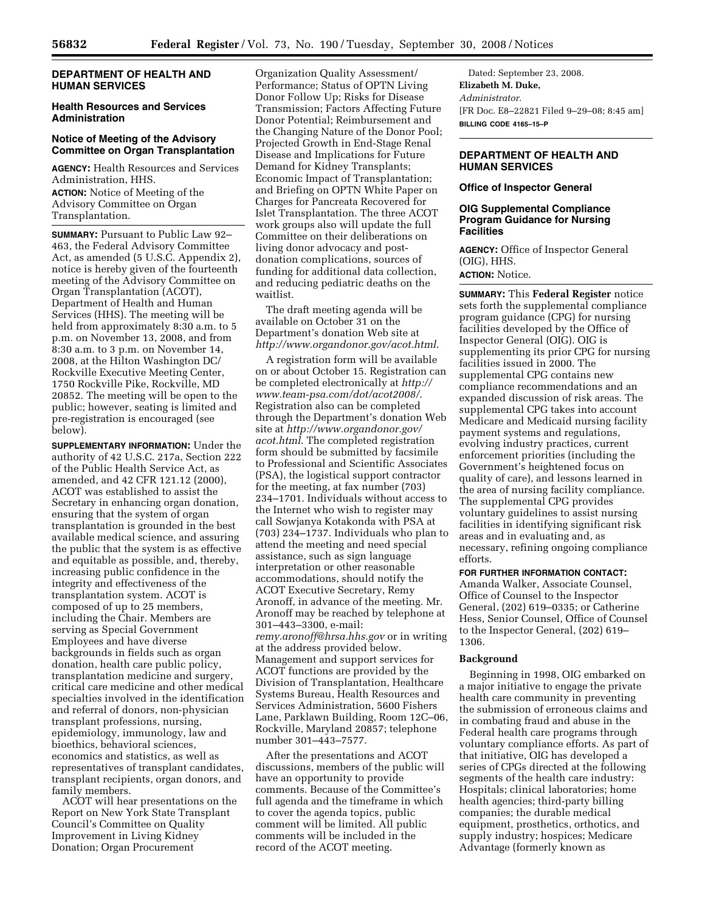## DEPARTMENT OF HEALTH AND HUMAN SERVICES

### Health Resources and Services Administration

### Notice of Meeting of the Advisory Committee on Organ Transplantation

**AGENCY:** Health Resources and Services Administration, HHS.

**ACTION:** Notice of Meeting of the Advisory Committee on Organ Transplantation.

**SUMMARY:** Pursuant to Public Law 92–463, the Federal Advisory Committee Act, as amended (5 U.S.C. Appendix 2), notice is hereby given of the fourteenth meeting of the Advisory Committee on Organ Transplantation (ACOT), Department of Health and Human Services (HHS). The meeting will be held from approximately 8:30 a.m. to 5 p.m. on November 13, 2008, and from 8:30 a.m. to 3 p.m. on November 14, 2008, at the Hilton Washington DC/Rockville Executive Meeting Center, 1750 Rockville Pike, Rockville, MD 20852. The meeting will be open to the public; however, seating is limited and pre-registration is encouraged (see below).

**SUPPLEMENTARY INFORMATION:** Under the authority of 42 U.S.C. 217a, Section 222 of the Public Health Service Act, as amended, and 42 CFR 121.12 (2000), ACOT was established to assist the Secretary in enhancing organ donation, ensuring that the system of organ transplantation is grounded in the best available medical science, and assuring the public that the system is as effective and equitable as possible, and, thereby, increasing public confidence in the integrity and effectiveness of the transplantation system. ACOT is composed of up to 25 members, including the Chair. Members are serving as Special Government Employees and have diverse backgrounds in fields such as organ donation, health care public policy, transplantation medicine and surgery, critical care medicine and other medical specialties involved in the identification and referral of donors, non-physician transplant professions, nursing, epidemiology, immunology, law and bioethics, behavioral sciences, economics and statistics, as well as representatives of transplant candidates, transplant recipients, organ donors, and family members.

ACOT will hear presentations on the Report on New York State Transplant Council's Committee on Quality Improvement in Living Kidney Donation; Organ Procurement Organization Quality Assessment/Performance; Status of OPTN Living Donor Follow Up; Risks for Disease Transmission; Factors Affecting Future Donor Potential; Reimbursement and the Changing Nature of the Donor Pool; Projected Growth in End-Stage Renal Disease and Implications for Future Demand for Kidney Transplants; Economic Impact of Transplantation; and Briefing on OPTN White Paper on Charges for Pancreata Recovered for Islet Transplantation. The three ACOT work groups also will update the full Committee on their deliberations on living donor advocacy and post-donation complications, sources of funding for additional data collection, and reducing pediatric deaths on the waitlist.

The draft meeting agenda will be available on October 31 on the Department's donation Web site at *http://www.organdonor.gov/acot.html*.

A registration form will be available on or about October 15. Registration can be completed electronically at *http://www.team-psa.com/dot/acot2008/*. Registration also can be completed through the Department's donation Web site at *http://www.organdonor.gov/acot.html*. The completed registration form should be submitted by facsimile to Professional and Scientific Associates (PSA), the logistical support contractor for the meeting, at fax number (703) 234–1701. Individuals without access to the Internet who wish to register may call Sowjanya Kotakonda with PSA at (703) 234–1737. Individuals who plan to attend the meeting and need special assistance, such as sign language interpretation or other reasonable accommodations, should notify the ACOT Executive Secretary, Remy Aronoff, in advance of the meeting. Mr. Aronoff may be reached by telephone at 301–443–3300, e-mail: *remy.aronoff@hrsa.hhs.gov* or in writing at the address provided below. Management and support services for ACOT functions are provided by the Division of Transplantation, Healthcare Systems Bureau, Health Resources and Services Administration, 5600 Fishers Lane, Parklawn Building, Room 12C–06, Rockville, Maryland 20857; telephone number 301–443–7577.

After the presentations and ACOT discussions, members of the public will have an opportunity to provide comments. Because of the Committee's full agenda and the timeframe in which to cover the agenda topics, public comment will be limited. All public comments will be included in the record of the ACOT meeting.

Dated: September 23, 2008.

**Elizabeth M. Duke,**

*Administrator.*

[FR Doc. E8–22821 Filed 9–29–08; 8:45 am]

**BILLING CODE 4165–15–P**

---

## DEPARTMENT OF HEALTH AND HUMAN SERVICES

### Office of Inspector General

### OIG Supplemental Compliance Program Guidance for Nursing Facilities

**AGENCY:** Office of Inspector General (OIG), HHS.

**ACTION:** Notice.

**SUMMARY:** This **Federal Register** notice sets forth the supplemental compliance program guidance (CPG) for nursing facilities developed by the Office of Inspector General (OIG). OIG is supplementing its prior CPG for nursing facilities issued in 2000. The supplemental CPG contains new compliance recommendations and an expanded discussion of risk areas. The supplemental CPG takes into account Medicare and Medicaid nursing facility payment systems and regulations, evolving industry practices, current enforcement priorities (including the Government's heightened focus on quality of care), and lessons learned in the area of nursing facility compliance. The supplemental CPG provides voluntary guidelines to assist nursing facilities in identifying significant risk areas and in evaluating and, as necessary, refining ongoing compliance efforts.

**FOR FURTHER INFORMATION CONTACT:** Amanda Walker, Associate Counsel, Office of Counsel to the Inspector General, (202) 619–0335; or Catherine Hess, Senior Counsel, Office of Counsel to the Inspector General, (202) 619–1306.

### Background

Beginning in 1998, OIG embarked on a major initiative to engage the private health care community in preventing the submission of erroneous claims and in combating fraud and abuse in the Federal health care programs through voluntary compliance efforts. As part of that initiative, OIG has developed a series of CPGs directed at the following segments of the health care industry: Hospitals; clinical laboratories; home health agencies; third-party billing companies; the durable medical equipment, prosthetics, orthotics, and supply industry; hospices; Medicare Advantage (formerly known as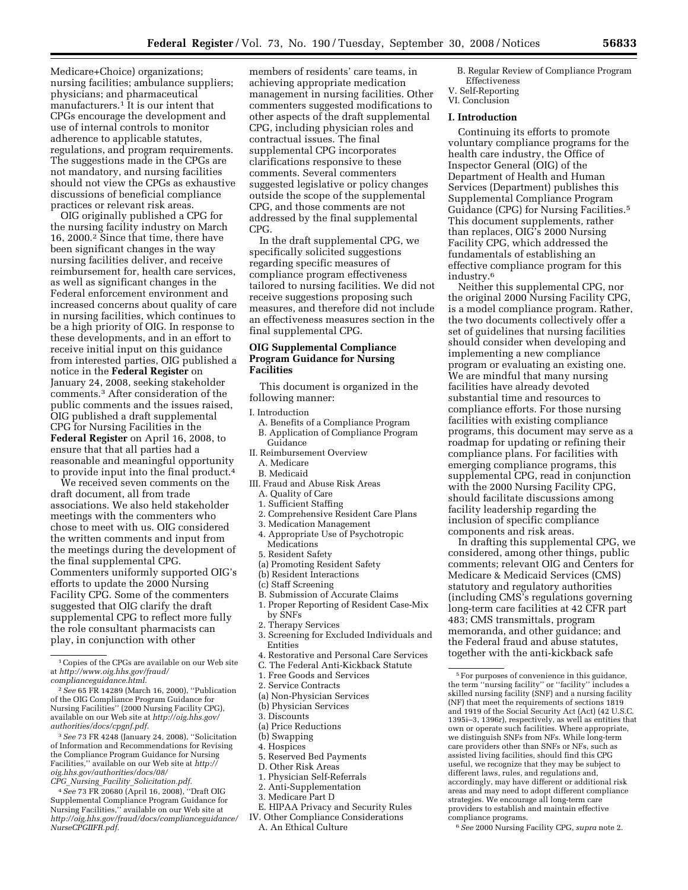Medicare+Choice) organizations; nursing facilities; ambulance suppliers; physicians; and pharmaceutical manufacturers.[1] It is our intent that CPGs encourage the development and use of internal controls to monitor adherence to applicable statutes, regulations, and program requirements. The suggestions made in the CPGs are not mandatory, and nursing facilities should not view the CPGs as exhaustive discussions of beneficial compliance practices or relevant risk areas.

OIG originally published a CPG for the nursing facility industry on March 16, 2000.[2] Since that time, there have been significant changes in the way nursing facilities deliver, and receive reimbursement for, health care services, as well as significant changes in the Federal enforcement environment and increased concerns about quality of care in nursing facilities, which continues to be a high priority of OIG. In response to these developments, and in an effort to receive initial input on this guidance from interested parties, OIG published a notice in the **Federal Register** on January 24, 2008, seeking stakeholder comments.[3] After consideration of the public comments and the issues raised, OIG published a draft supplemental CPG for Nursing Facilities in the **Federal Register** on April 16, 2008, to ensure that that all parties had a reasonable and meaningful opportunity to provide input into the final product.[4]

We received seven comments on the draft document, all from trade associations. We also held stakeholder meetings with the commenters who chose to meet with us. OIG considered the written comments and input from the meetings during the development of the final supplemental CPG. Commenters uniformly supported OIG's efforts to update the 2000 Nursing Facility CPG. Some of the commenters suggested that OIG clarify the draft supplemental CPG to reflect more fully the role consultant pharmacists can play, in conjunction with other members of residents' care teams, in achieving appropriate medication management in nursing facilities. Other commenters suggested modifications to other aspects of the draft supplemental CPG, including physician roles and contractual issues. The final supplemental CPG incorporates clarifications responsive to these comments. Several commenters suggested legislative or policy changes outside the scope of the supplemental CPG, and those comments are not addressed by the final supplemental CPG.

In the draft supplemental CPG, we specifically solicited suggestions regarding specific measures of compliance program effectiveness tailored to nursing facilities. We did not receive suggestions proposing such measures, and therefore did not include an effectiveness measures section in the final supplemental CPG.

## OIG Supplemental Compliance Program Guidance for Nursing Facilities

This document is organized in the following manner:

I. Introduction
  A. Benefits of a Compliance Program
  B. Application of Compliance Program Guidance
II. Reimbursement Overview
  A. Medicare
  B. Medicaid
III. Fraud and Abuse Risk Areas
  A. Quality of Care
  1. Sufficient Staffing
  2. Comprehensive Resident Care Plans
  3. Medication Management
  4. Appropriate Use of Psychotropic Medications
  5. Resident Safety
  (a) Promoting Resident Safety
  (b) Resident Interactions
  (c) Staff Screening
  B. Submission of Accurate Claims
  1. Proper Reporting of Resident Case-Mix by SNFs
  2. Therapy Services
  3. Screening for Excluded Individuals and Entities
  4. Restorative and Personal Care Services
  C. The Federal Anti-Kickback Statute
  1. Free Goods and Services
  2. Service Contracts
  (a) Non-Physician Services
  (b) Physician Services
  3. Discounts
  (a) Price Reductions
  (b) Swapping
  4. Hospices
  5. Reserved Bed Payments
  D. Other Risk Areas
  1. Physician Self-Referrals
  2. Anti-Supplementation
  3. Medicare Part D
  E. HIPAA Privacy and Security Rules
IV. Other Compliance Considerations
  A. An Ethical Culture
  B. Regular Review of Compliance Program Effectiveness
V. Self-Reporting
VI. Conclusion

## I. Introduction

Continuing its efforts to promote voluntary compliance programs for the health care industry, the Office of Inspector General (OIG) of the Department of Health and Human Services (Department) publishes this Supplemental Compliance Program Guidance (CPG) for Nursing Facilities.[5] This document supplements, rather than replaces, OIG's 2000 Nursing Facility CPG, which addressed the fundamentals of establishing an effective compliance program for this industry.[6]

Neither this supplemental CPG, nor the original 2000 Nursing Facility CPG, is a model compliance program. Rather, the two documents collectively offer a set of guidelines that nursing facilities should consider when developing and implementing a new compliance program or evaluating an existing one. We are mindful that many nursing facilities have already devoted substantial time and resources to compliance efforts. For those nursing facilities with existing compliance programs, this document may serve as a roadmap for updating or refining their compliance plans. For facilities with emerging compliance programs, this supplemental CPG, read in conjunction with the 2000 Nursing Facility CPG, should facilitate discussions among facility leadership regarding the inclusion of specific compliance components and risk areas.

In drafting this supplemental CPG, we considered, among other things, public comments; relevant OIG and Centers for Medicare & Medicaid Services (CMS) statutory and regulatory authorities (including CMS's regulations governing long-term care facilities at 42 CFR part 483; CMS transmittals, program memoranda, and other guidance; and the Federal fraud and abuse statutes, together with the anti-kickback safe

---

[1] Copies of the CPGs are available on our Web site at *http://www.oig.hhs.gov/fraud/complianceguidance.html.*

[2] *See* 65 FR 14289 (March 16, 2000), "Publication of the OIG Compliance Program Guidance for Nursing Facilities" (2000 Nursing Facility CPG), available on our Web site at *http://oig.hhs.gov/authorities/docs/cpgnf.pdf.*

[3] *See* 73 FR 4248 (January 24, 2008), "Solicitation of Information and Recommendations for Revising the Compliance Program Guidance for Nursing Facilities," available on our Web site at *http://oig.hhs.gov/authorities/docs/08/CPG_Nursing_Facility_Solicitation.pdf.*

[4] *See* 73 FR 20680 (April 16, 2008), "Draft OIG Supplemental Compliance Program Guidance for Nursing Facilities," available on our Web site at *http://oig.hhs.gov/fraud/docs/complianceguidance/NurseCPGIIFR.pdf.*

[5] For purposes of convenience in this guidance, the term "nursing facility" or "facility" includes a skilled nursing facility (SNF) and a nursing facility (NF) that meet the requirements of sections 1819 and 1919 of the Social Security Act (Act) (42 U.S.C. 1395i–3, 1396r), respectively, as well as entities that own or operate such facilities. Where appropriate, we distinguish SNFs from NFs. While long-term care providers other than SNFs or NFs, such as assisted living facilities, should find this CPG useful, we recognize that they may be subject to different laws, rules, and regulations and, accordingly, may have different or additional risk areas and may need to adopt different compliance strategies. We encourage all long-term care providers to establish and maintain effective compliance programs.

[6] *See* 2000 Nursing Facility CPG, *supra* note 2.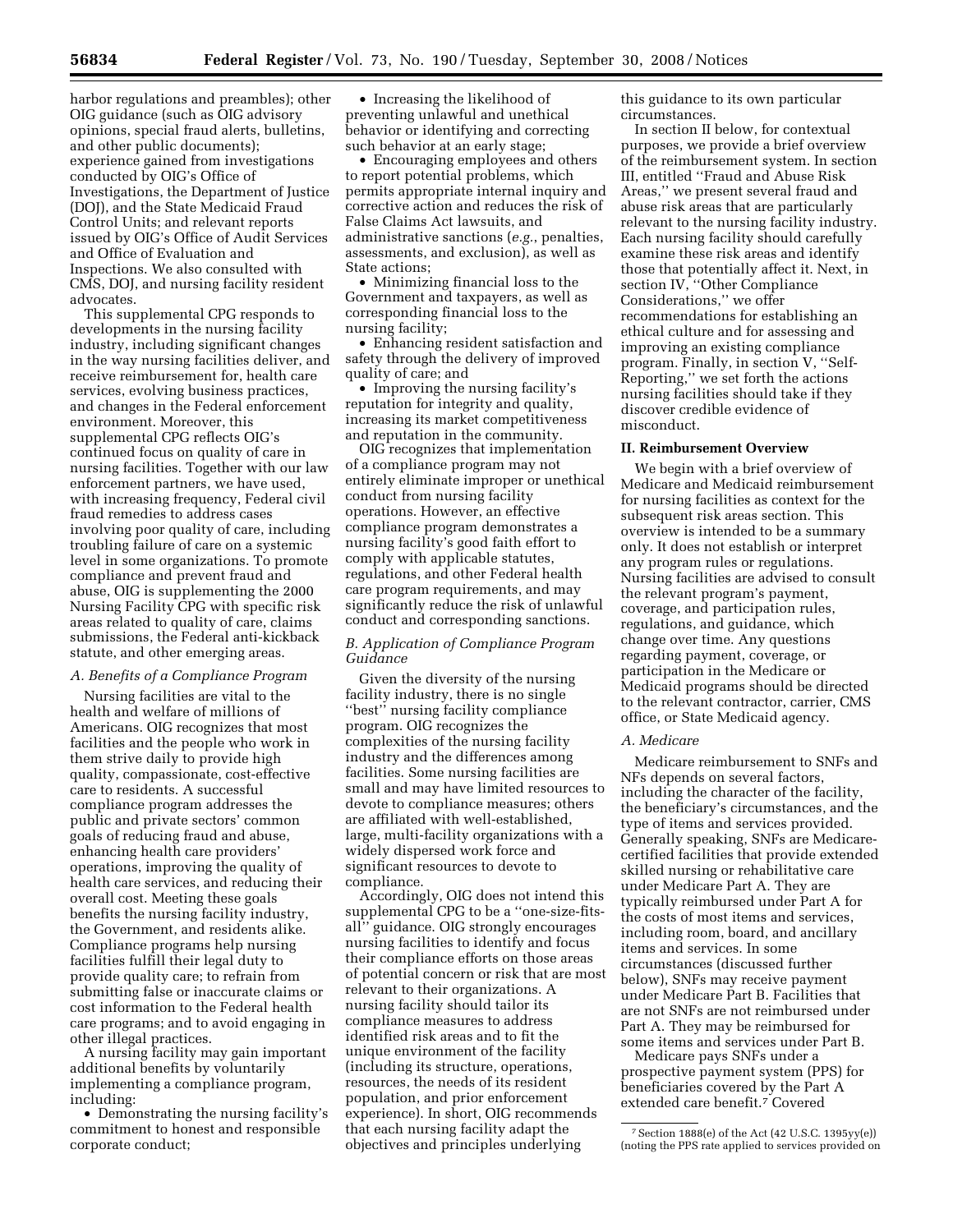harbor regulations and preambles); other OIG guidance (such as OIG advisory opinions, special fraud alerts, bulletins, and other public documents); experience gained from investigations conducted by OIG's Office of Investigations, the Department of Justice (DOJ), and the State Medicaid Fraud Control Units; and relevant reports issued by OIG's Office of Audit Services and Office of Evaluation and Inspections. We also consulted with CMS, DOJ, and nursing facility resident advocates.

This supplemental CPG responds to developments in the nursing facility industry, including significant changes in the way nursing facilities deliver, and receive reimbursement for, health care services, evolving business practices, and changes in the Federal enforcement environment. Moreover, this supplemental CPG reflects OIG's continued focus on quality of care in nursing facilities. Together with our law enforcement partners, we have used, with increasing frequency, Federal civil fraud remedies to address cases involving poor quality of care, including troubling failure of care on a systemic level in some organizations. To promote compliance and prevent fraud and abuse, OIG is supplementing the 2000 Nursing Facility CPG with specific risk areas related to quality of care, claims submissions, the Federal anti-kickback statute, and other emerging areas.

### *A. Benefits of a Compliance Program*

Nursing facilities are vital to the health and welfare of millions of Americans. OIG recognizes that most facilities and the people who work in them strive daily to provide high quality, compassionate, cost-effective care to residents. A successful compliance program addresses the public and private sectors' common goals of reducing fraud and abuse, enhancing health care providers' operations, improving the quality of health care services, and reducing their overall cost. Meeting these goals benefits the nursing facility industry, the Government, and residents alike. Compliance programs help nursing facilities fulfill their legal duty to provide quality care; to refrain from submitting false or inaccurate claims or cost information to the Federal health care programs; and to avoid engaging in other illegal practices.

A nursing facility may gain important additional benefits by voluntarily implementing a compliance program, including:

- Demonstrating the nursing facility's commitment to honest and responsible corporate conduct;
- Increasing the likelihood of preventing unlawful and unethical behavior or identifying and correcting such behavior at an early stage;
- Encouraging employees and others to report potential problems, which permits appropriate internal inquiry and corrective action and reduces the risk of False Claims Act lawsuits, and administrative sanctions (*e.g.*, penalties, assessments, and exclusion), as well as State actions;
- Minimizing financial loss to the Government and taxpayers, as well as corresponding financial loss to the nursing facility;
- Enhancing resident satisfaction and safety through the delivery of improved quality of care; and
- Improving the nursing facility's reputation for integrity and quality, increasing its market competitiveness and reputation in the community.

OIG recognizes that implementation of a compliance program may not entirely eliminate improper or unethical conduct from nursing facility operations. However, an effective compliance program demonstrates a nursing facility's good faith effort to comply with applicable statutes, regulations, and other Federal health care program requirements, and may significantly reduce the risk of unlawful conduct and corresponding sanctions.

### *B. Application of Compliance Program Guidance*

Given the diversity of the nursing facility industry, there is no single "best" nursing facility compliance program. OIG recognizes the complexities of the nursing facility industry and the differences among facilities. Some nursing facilities are small and may have limited resources to devote to compliance measures; others are affiliated with well-established, large, multi-facility organizations with a widely dispersed work force and significant resources to devote to compliance.

Accordingly, OIG does not intend this supplemental CPG to be a "one-size-fits-all" guidance. OIG strongly encourages nursing facilities to identify and focus their compliance efforts on those areas of potential concern or risk that are most relevant to their organizations. A nursing facility should tailor its compliance measures to address identified risk areas and to fit the unique environment of the facility (including its structure, operations, resources, the needs of its resident population, and prior enforcement experience). In short, OIG recommends that each nursing facility adapt the objectives and principles underlying this guidance to its own particular circumstances.

In section II below, for contextual purposes, we provide a brief overview of the reimbursement system. In section III, entitled "Fraud and Abuse Risk Areas," we present several fraud and abuse risk areas that are particularly relevant to the nursing facility industry. Each nursing facility should carefully examine these risk areas and identify those that potentially affect it. Next, in section IV, "Other Compliance Considerations," we offer recommendations for establishing an ethical culture and for assessing and improving an existing compliance program. Finally, in section V, "Self-Reporting," we set forth the actions nursing facilities should take if they discover credible evidence of misconduct.

## II. Reimbursement Overview

We begin with a brief overview of Medicare and Medicaid reimbursement for nursing facilities as context for the subsequent risk areas section. This overview is intended to be a summary only. It does not establish or interpret any program rules or regulations. Nursing facilities are advised to consult the relevant program's payment, coverage, and participation rules, regulations, and guidance, which change over time. Any questions regarding payment, coverage, or participation in the Medicare or Medicaid programs should be directed to the relevant contractor, carrier, CMS office, or State Medicaid agency.

### *A. Medicare*

Medicare reimbursement to SNFs and NFs depends on several factors, including the character of the facility, the beneficiary's circumstances, and the type of items and services provided. Generally speaking, SNFs are Medicare-certified facilities that provide extended skilled nursing or rehabilitative care under Medicare Part A. They are typically reimbursed under Part A for the costs of most items and services, including room, board, and ancillary items and services. In some circumstances (discussed further below), SNFs may receive payment under Medicare Part B. Facilities that are not SNFs are not reimbursed under Part A. They may be reimbursed for some items and services under Part B.

Medicare pays SNFs under a prospective payment system (PPS) for beneficiaries covered by the Part A extended care benefit.[7] Covered

[7] Section 1888(e) of the Act (42 U.S.C. 1395yy(e)) (noting the PPS rate applied to services provided on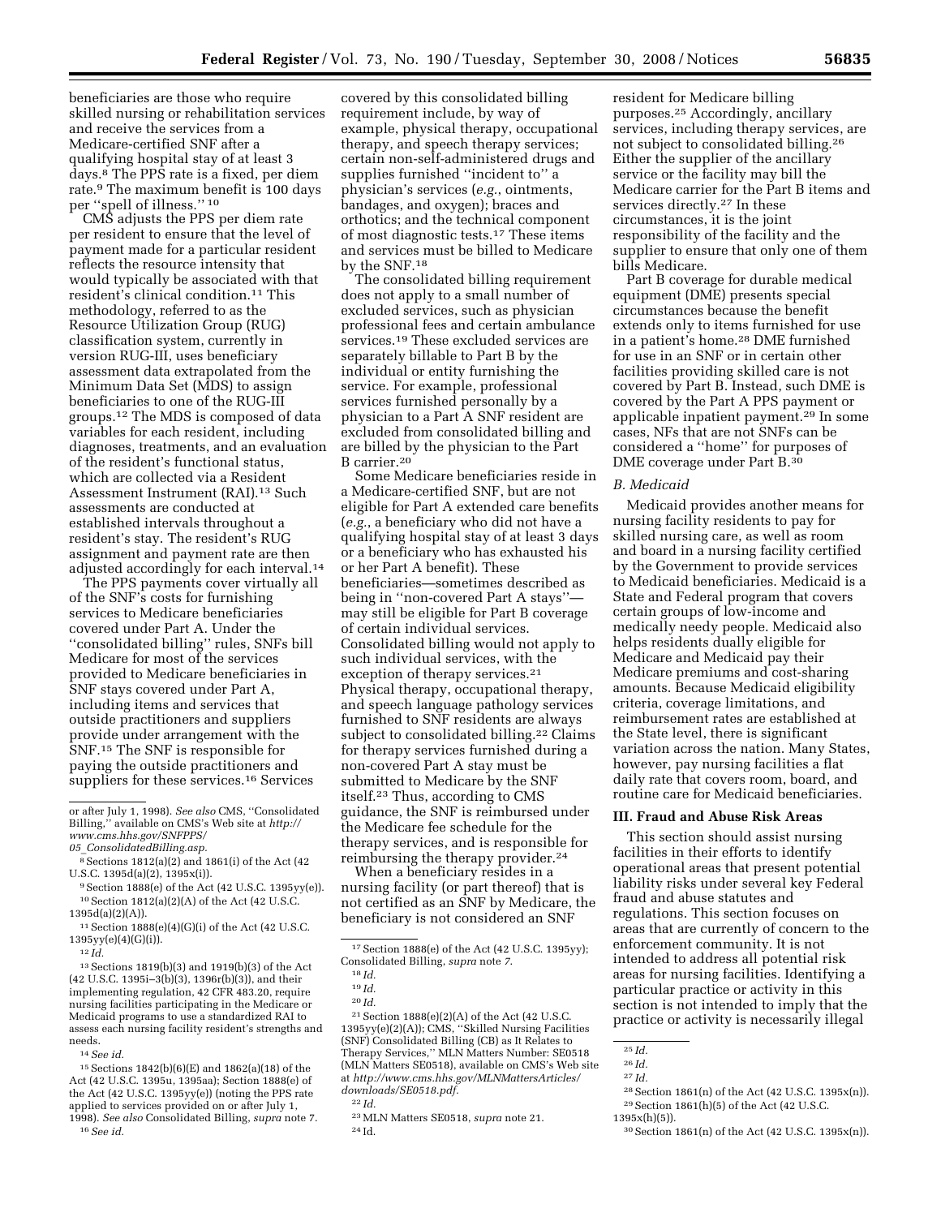beneficiaries are those who require skilled nursing or rehabilitation services and receive the services from a Medicare-certified SNF after a qualifying hospital stay of at least 3 days.[8] The PPS rate is a fixed, per diem rate.[9] The maximum benefit is 100 days per ''spell of illness.''[10]

CMS adjusts the PPS per diem rate per resident to ensure that the level of payment made for a particular resident reflects the resource intensity that would typically be associated with that resident's clinical condition.[11] This methodology, referred to as the Resource Utilization Group (RUG) classification system, currently in version RUG-III, uses beneficiary assessment data extrapolated from the Minimum Data Set (MDS) to assign beneficiaries to one of the RUG-III groups.[12] The MDS is composed of data variables for each resident, including diagnoses, treatments, and an evaluation of the resident's functional status, which are collected via a Resident Assessment Instrument (RAI).[13] Such assessments are conducted at established intervals throughout a resident's stay. The resident's RUG assignment and payment rate are then adjusted accordingly for each interval.[14]

The PPS payments cover virtually all of the SNF's costs for furnishing services to Medicare beneficiaries covered under Part A. Under the ''consolidated billing'' rules, SNFs bill Medicare for most of the services provided to Medicare beneficiaries in SNF stays covered under Part A, including items and services that outside practitioners and suppliers provide under arrangement with the SNF.[15] The SNF is responsible for paying the outside practitioners and suppliers for these services.[16] Services covered by this consolidated billing requirement include, by way of example, physical therapy, occupational therapy, and speech therapy services; certain non-self-administered drugs and supplies furnished ''incident to'' a physician's services (*e.g.*, ointments, bandages, and oxygen); braces and orthotics; and the technical component of most diagnostic tests.[17] These items and services must be billed to Medicare by the SNF.[18]

The consolidated billing requirement does not apply to a small number of excluded services, such as physician professional fees and certain ambulance services.[19] These excluded services are separately billable to Part B by the individual or entity furnishing the service. For example, professional services furnished personally by a physician to a Part A SNF resident are excluded from consolidated billing and are billed by the physician to the Part B carrier.[20]

Some Medicare beneficiaries reside in a Medicare-certified SNF, but are not eligible for Part A extended care benefits (*e.g.*, a beneficiary who did not have a qualifying hospital stay of at least 3 days or a beneficiary who has exhausted his or her Part A benefit). These beneficiaries—sometimes described as being in ''non-covered Part A stays''—may still be eligible for Part B coverage of certain individual services. Consolidated billing would not apply to such individual services, with the exception of therapy services.[21] Physical therapy, occupational therapy, and speech language pathology services furnished to SNF residents are always subject to consolidated billing.[22] Claims for therapy services furnished during a non-covered Part A stay must be submitted to Medicare by the SNF itself.[23] Thus, according to CMS guidance, the SNF is reimbursed under the Medicare fee schedule for the therapy services, and is responsible for reimbursing the therapy provider.[24]

When a beneficiary resides in a nursing facility (or part thereof) that is not certified as an SNF by Medicare, the beneficiary is not considered an SNF resident for Medicare billing purposes.[25] Accordingly, ancillary services, including therapy services, are not subject to consolidated billing.[26] Either the supplier of the ancillary service or the facility may bill the Medicare carrier for the Part B items and services directly.[27] In these circumstances, it is the joint responsibility of the facility and the supplier to ensure that only one of them bills Medicare.

Part B coverage for durable medical equipment (DME) presents special circumstances because the benefit extends only to items furnished for use in a patient's home.[28] DME furnished for use in an SNF or in certain other facilities providing skilled care is not covered by Part B. Instead, such DME is covered by the Part A PPS payment or applicable inpatient payment.[29] In some cases, NFs that are not SNFs can be considered a ''home'' for purposes of DME coverage under Part B.[30]

### *B. Medicaid*

Medicaid provides another means for nursing facility residents to pay for skilled nursing care, as well as room and board in a nursing facility certified by the Government to provide services to Medicaid beneficiaries. Medicaid is a State and Federal program that covers certain groups of low-income and medically needy people. Medicaid also helps residents dually eligible for Medicare and Medicaid pay their Medicare premiums and cost-sharing amounts. Because Medicaid eligibility criteria, coverage limitations, and reimbursement rates are established at the State level, there is significant variation across the nation. Many States, however, pay nursing facilities a flat daily rate that covers room, board, and routine care for Medicaid beneficiaries.

## III. Fraud and Abuse Risk Areas

This section should assist nursing facilities in their efforts to identify operational areas that present potential liability risks under several key Federal fraud and abuse statutes and regulations. This section focuses on areas that are currently of concern to the enforcement community. It is not intended to address all potential risk areas for nursing facilities. Identifying a particular practice or activity in this section is not intended to imply that the practice or activity is necessarily illegal

---

or after July 1, 1998). *See also* CMS, ''Consolidated Billing,'' available on CMS's Web site at *http://www.cms.hhs.gov/SNFPPS/05_ConsolidatedBilling.asp.*

[8] Sections 1812(a)(2) and 1861(i) of the Act (42 U.S.C. 1395d(a)(2), 1395x(i)).

[9] Section 1888(e) of the Act (42 U.S.C. 1395yy(e)).

[10] Section 1812(a)(2)(A) of the Act (42 U.S.C. 1395d(a)(2)(A)).

[11] Section 1888(e)(4)(G)(i) of the Act (42 U.S.C. 1395yy(e)(4)(G)(i)).

[12] *Id.*

[13] Sections 1819(b)(3) and 1919(b)(3) of the Act (42 U.S.C. 1395i–3(b)(3), 1396r(b)(3)), and their implementing regulation, 42 CFR 483.20, require nursing facilities participating in the Medicare or Medicaid programs to use a standardized RAI to assess each nursing facility resident's strengths and needs.

[14] *See id.*

[15] Sections 1842(b)(6)(E) and 1862(a)(18) of the Act (42 U.S.C. 1395u, 1395aa); Section 1888(e) of the Act (42 U.S.C. 1395yy(e)) (noting the PPS rate applied to services provided on or after July 1, 1998). *See also* Consolidated Billing, *supra* note 7.

[16] *See id.*

[17] Section 1888(e) of the Act (42 U.S.C. 1395yy); Consolidated Billing, *supra* note *7.*

[18] *Id.*

[19] *Id.*

[20] *Id.*

[21] Section 1888(e)(2)(A) of the Act (42 U.S.C. 1395yy(e)(2)(A)); CMS, ''Skilled Nursing Facilities (SNF) Consolidated Billing (CB) as It Relates to Therapy Services,'' MLN Matters Number: SE0518 (MLN Matters SE0518), available on CMS's Web site at *http://www.cms.hhs.gov/MLNMattersArticles/downloads/SE0518.pdf.*

[22] *Id.*

[23] MLN Matters SE0518, *supra* note 21.

[24] Id.

[25] *Id.*

[26] *Id.*

[27] *Id.*

[28] Section 1861(n) of the Act (42 U.S.C. 1395x(n)).

[29] Section 1861(h)(5) of the Act (42 U.S.C. 1395x(h)(5)).

[30] Section 1861(n) of the Act (42 U.S.C. 1395x(n)).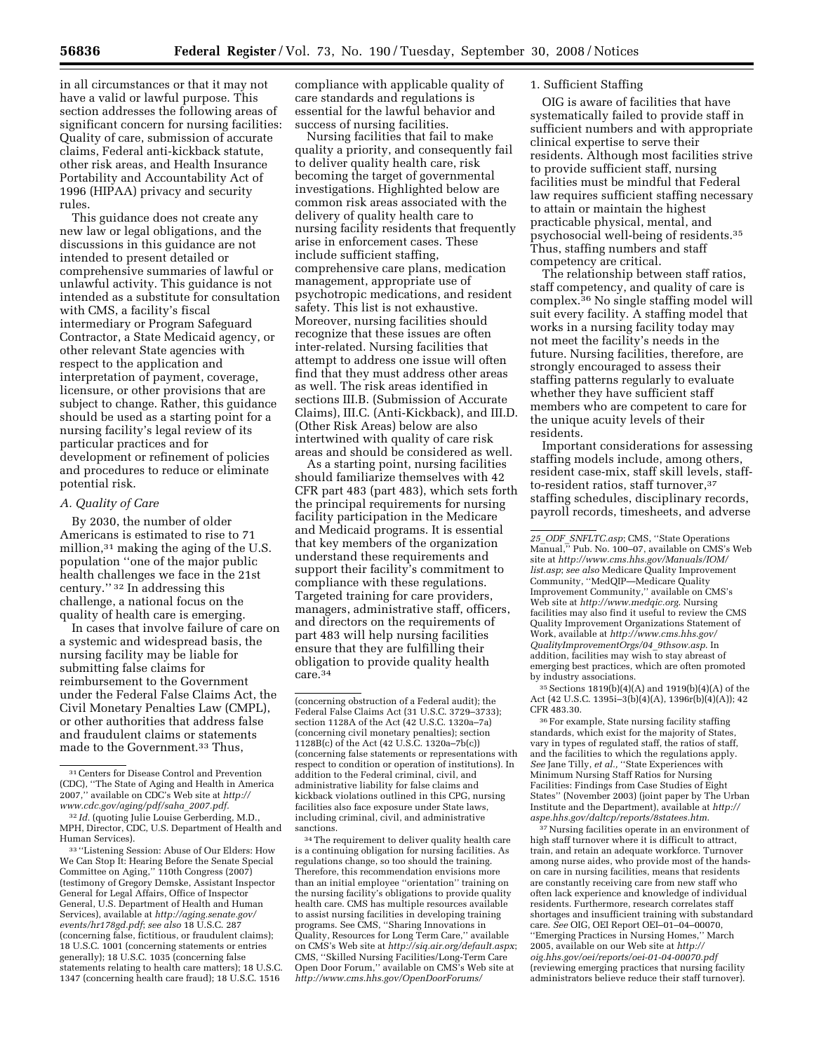in all circumstances or that it may not have a valid or lawful purpose. This section addresses the following areas of significant concern for nursing facilities: Quality of care, submission of accurate claims, Federal anti-kickback statute, other risk areas, and Health Insurance Portability and Accountability Act of 1996 (HIPAA) privacy and security rules.

This guidance does not create any new law or legal obligations, and the discussions in this guidance are not intended to present detailed or comprehensive summaries of lawful or unlawful activity. This guidance is not intended as a substitute for consultation with CMS, a facility's fiscal intermediary or Program Safeguard Contractor, a State Medicaid agency, or other relevant State agencies with respect to the application and interpretation of payment, coverage, licensure, or other provisions that are subject to change. Rather, this guidance should be used as a starting point for a nursing facility's legal review of its particular practices and for development or refinement of policies and procedures to reduce or eliminate potential risk.

### *A. Quality of Care*

By 2030, the number of older Americans is estimated to rise to 71 million,[31] making the aging of the U.S. population ''one of the major public health challenges we face in the 21st century.'' [32] In addressing this challenge, a national focus on the quality of health care is emerging.

In cases that involve failure of care on a systemic and widespread basis, the nursing facility may be liable for submitting false claims for reimbursement to the Government under the Federal False Claims Act, the Civil Monetary Penalties Law (CMPL), or other authorities that address false and fraudulent claims or statements made to the Government.[33] Thus, compliance with applicable quality of care standards and regulations is essential for the lawful behavior and success of nursing facilities.

Nursing facilities that fail to make quality a priority, and consequently fail to deliver quality health care, risk becoming the target of governmental investigations. Highlighted below are common risk areas associated with the delivery of quality health care to nursing facility residents that frequently arise in enforcement cases. These include sufficient staffing, comprehensive care plans, medication management, appropriate use of psychotropic medications, and resident safety. This list is not exhaustive. Moreover, nursing facilities should recognize that these issues are often inter-related. Nursing facilities that attempt to address one issue will often find that they must address other areas as well. The risk areas identified in sections III.B. (Submission of Accurate Claims), III.C. (Anti-Kickback), and III.D. (Other Risk Areas) below are also intertwined with quality of care risk areas and should be considered as well.

As a starting point, nursing facilities should familiarize themselves with 42 CFR part 483 (part 483), which sets forth the principal requirements for nursing facility participation in the Medicare and Medicaid programs. It is essential that key members of the organization understand these requirements and support their facility's commitment to compliance with these regulations. Targeted training for care providers, managers, administrative staff, officers, and directors on the requirements of part 483 will help nursing facilities ensure that they are fulfilling their obligation to provide quality health care.[34]

#### 1. Sufficient Staffing

OIG is aware of facilities that have systematically failed to provide staff in sufficient numbers and with appropriate clinical expertise to serve their residents. Although most facilities strive to provide sufficient staff, nursing facilities must be mindful that Federal law requires sufficient staffing necessary to attain or maintain the highest practicable physical, mental, and psychosocial well-being of residents.[35] Thus, staffing numbers and staff competency are critical.

The relationship between staff ratios, staff competency, and quality of care is complex.[36] No single staffing model will suit every facility. A staffing model that works in a nursing facility today may not meet the facility's needs in the future. Nursing facilities, therefore, are strongly encouraged to assess their staffing patterns regularly to evaluate whether they have sufficient staff members who are competent to care for the unique acuity levels of their residents.

Important considerations for assessing staffing models include, among others, resident case-mix, staff skill levels, staff-to-resident ratios, staff turnover,[37] staffing schedules, disciplinary records, payroll records, timesheets, and adverse

---

[31] Centers for Disease Control and Prevention (CDC), ''The State of Aging and Health in America 2007,'' available on CDC's Web site at *http://www.cdc.gov/aging/pdf/saha_2007.pdf.*

[32] *Id.* (quoting Julie Louise Gerberding, M.D., MPH, Director, CDC, U.S. Department of Health and Human Services).

[33] ''Listening Session: Abuse of Our Elders: How We Can Stop It: Hearing Before the Senate Special Committee on Aging,'' 110th Congress (2007) (testimony of Gregory Demske, Assistant Inspector General for Legal Affairs, Office of Inspector General, U.S. Department of Health and Human Services), available at *http://aging.senate.gov/events/hr178gd.pdf*; *see also* 18 U.S.C. 287 (concerning false, fictitious, or fraudulent claims); 18 U.S.C. 1001 (concerning statements or entries generally); 18 U.S.C. 1035 (concerning false statements relating to health care matters); 18 U.S.C. 1347 (concerning health care fraud); 18 U.S.C. 1516 (concerning obstruction of a Federal audit); the Federal False Claims Act (31 U.S.C. 3729–3733); section 1128A of the Act (42 U.S.C. 1320a–7a) (concerning civil monetary penalties); section 1128B(c) of the Act (42 U.S.C. 1320a–7b(c)) (concerning false statements or representations with respect to condition or operation of institutions). In addition to the Federal criminal, civil, and administrative liability for false claims and kickback violations outlined in this CPG, nursing facilities also face exposure under State laws, including criminal, civil, and administrative sanctions.

[34] The requirement to deliver quality health care is a continuing obligation for nursing facilities. As regulations change, so too should the training. Therefore, this recommendation envisions more than an initial employee ''orientation'' training on the nursing facility's obligations to provide quality health care. CMS has multiple resources available to assist nursing facilities in developing training programs. See CMS, ''Sharing Innovations in Quality, Resources for Long Term Care,'' available on CMS's Web site at *http://siq.air.org/default.aspx*; CMS, ''Skilled Nursing Facilities/Long-Term Care Open Door Forum,'' available on CMS's Web site at *http://www.cms.hhs.gov/OpenDoorForums/25_ODF_SNFLTC.asp*; CMS, ''State Operations Manual,'' Pub. No. 100–07, available on CMS's Web site at *http://www.cms.hhs.gov/Manuals/IOM/list.asp*; *see also* Medicare Quality Improvement Community, ''MedQIP—Medicare Quality Improvement Community,'' available on CMS's Web site at *http://www.medqic.org*. Nursing facilities may also find it useful to review the CMS Quality Improvement Organizations Statement of Work, available at *http://www.cms.hhs.gov/QualityImprovementOrgs/04_9thsow.asp*. In addition, facilities may wish to stay abreast of emerging best practices, which are often promoted by industry associations.

[35] Sections 1819(b)(4)(A) and 1919(b)(4)(A) of the Act (42 U.S.C. 1395i–3(b)(4)(A), 1396r(b)(4)(A)); 42 CFR 483.30.

[36] For example, State nursing facility staffing standards, which exist for the majority of States, vary in types of regulated staff, the ratios of staff, and the facilities to which the regulations apply. *See* Jane Tilly, *et al.*, ''State Experiences with Minimum Nursing Staff Ratios for Nursing Facilities: Findings from Case Studies of Eight States'' (November 2003) (joint paper by The Urban Institute and the Department), available at *http://aspe.hhs.gov/daltcp/reports/8statees.htm*.

[37] Nursing facilities operate in an environment of high staff turnover where it is difficult to attract, train, and retain an adequate workforce. Turnover among nurse aides, who provide most of the hands-on care in nursing facilities, means that residents are constantly receiving care from new staff who often lack experience and knowledge of individual residents. Furthermore, research correlates staff shortages and insufficient training with substandard care. *See* OIG, OEI Report OEI–01–04–00070, ''Emerging Practices in Nursing Homes,'' March 2005, available on our Web site at *http://oig.hhs.gov/oei/reports/oei-01-04-00070.pdf* (reviewing emerging practices that nursing facility administrators believe reduce their staff turnover).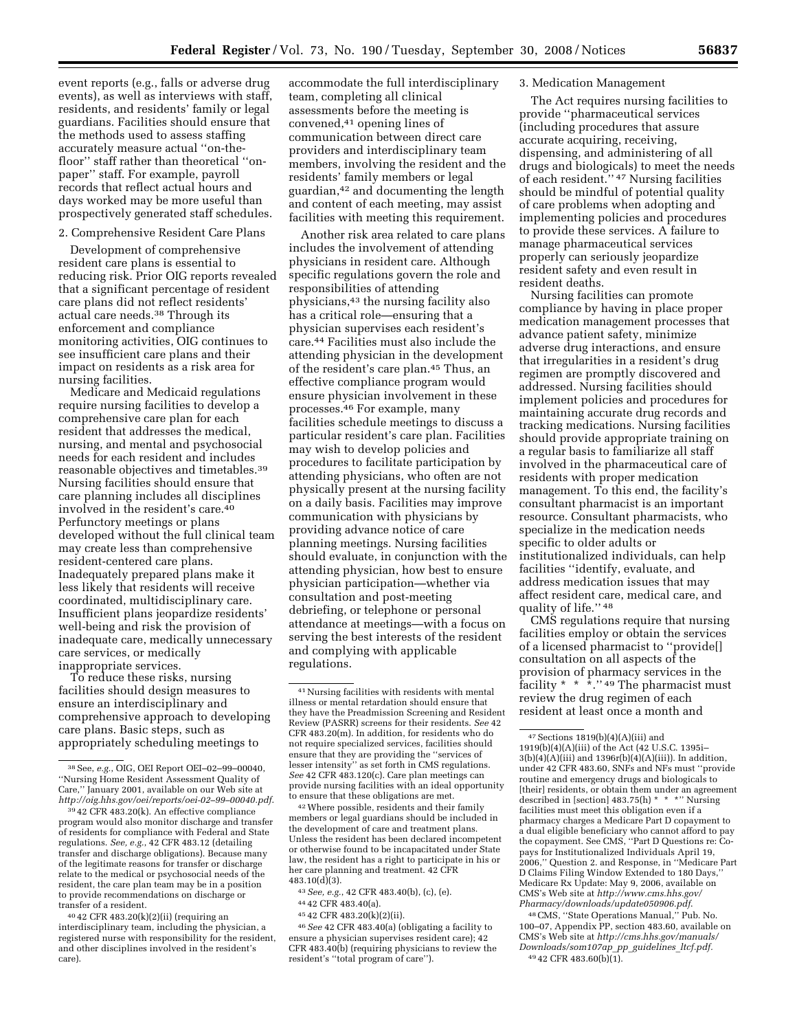event reports (e.g., falls or adverse drug events), as well as interviews with staff, residents, and residents' family or legal guardians. Facilities should ensure that the methods used to assess staffing accurately measure actual ''on-the-floor'' staff rather than theoretical ''on-paper'' staff. For example, payroll records that reflect actual hours and days worked may be more useful than prospectively generated staff schedules.

2. Comprehensive Resident Care Plans

Development of comprehensive resident care plans is essential to reducing risk. Prior OIG reports revealed that a significant percentage of resident care plans did not reflect residents' actual care needs.[38] Through its enforcement and compliance monitoring activities, OIG continues to see insufficient care plans and their impact on residents as a risk area for nursing facilities.

Medicare and Medicaid regulations require nursing facilities to develop a comprehensive care plan for each resident that addresses the medical, nursing, and mental and psychosocial needs for each resident and includes reasonable objectives and timetables.[39] Nursing facilities should ensure that care planning includes all disciplines involved in the resident's care.[40] Perfunctory meetings or plans developed without the full clinical team may create less than comprehensive resident-centered care plans. Inadequately prepared plans make it less likely that residents will receive coordinated, multidisciplinary care. Insufficient plans jeopardize residents' well-being and risk the provision of inadequate care, medically unnecessary care services, or medically inappropriate services.

To reduce these risks, nursing facilities should design measures to ensure an interdisciplinary and comprehensive approach to developing care plans. Basic steps, such as appropriately scheduling meetings to accommodate the full interdisciplinary team, completing all clinical assessments before the meeting is convened,[41] opening lines of communication between direct care providers and interdisciplinary team members, involving the resident and the residents' family members or legal guardian,[42] and documenting the length and content of each meeting, may assist facilities with meeting this requirement.

Another risk area related to care plans includes the involvement of attending physicians in resident care. Although specific regulations govern the role and responsibilities of attending physicians,[43] the nursing facility also has a critical role—ensuring that a physician supervises each resident's care.[44] Facilities must also include the attending physician in the development of the resident's care plan.[45] Thus, an effective compliance program would ensure physician involvement in these processes.[46] For example, many facilities schedule meetings to discuss a particular resident's care plan. Facilities may wish to develop policies and procedures to facilitate participation by attending physicians, who often are not physically present at the nursing facility on a daily basis. Facilities may improve communication with physicians by providing advance notice of care planning meetings. Nursing facilities should evaluate, in conjunction with the attending physician, how best to ensure physician participation—whether via consultation and post-meeting debriefing, or telephone or personal attendance at meetings—with a focus on serving the best interests of the resident and complying with applicable regulations.

3. Medication Management

The Act requires nursing facilities to provide ''pharmaceutical services (including procedures that assure accurate acquiring, receiving, dispensing, and administering of all drugs and biologicals) to meet the needs of each resident.''[47] Nursing facilities should be mindful of potential quality of care problems when adopting and implementing policies and procedures to provide these services. A failure to manage pharmaceutical services properly can seriously jeopardize resident safety and even result in resident deaths.

Nursing facilities can promote compliance by having in place proper medication management processes that advance patient safety, minimize adverse drug interactions, and ensure that irregularities in a resident's drug regimen are promptly discovered and addressed. Nursing facilities should implement policies and procedures for maintaining accurate drug records and tracking medications. Nursing facilities should provide appropriate training on a regular basis to familiarize all staff involved in the pharmaceutical care of residents with proper medication management. To this end, the facility's consultant pharmacist is an important resource. Consultant pharmacists, who specialize in the medication needs specific to older adults or institutionalized individuals, can help facilities ''identify, evaluate, and address medication issues that may affect resident care, medical care, and quality of life.''[48]

CMS regulations require that nursing facilities employ or obtain the services of a licensed pharmacist to ''provide[] consultation on all aspects of the provision of pharmacy services in the facility * * *.''[49] The pharmacist must review the drug regimen of each resident at least once a month and

---

[38] See, *e.g.*, OIG, OEI Report OEI–02–99–00040, ''Nursing Home Resident Assessment Quality of Care,'' January 2001, available on our Web site at *http://oig.hhs.gov/oei/reports/oei-02–99–00040.pdf*.

[39] 42 CFR 483.20(k). An effective compliance program would also monitor discharge and transfer of residents for compliance with Federal and State regulations. *See, e.g.*, 42 CFR 483.12 (detailing transfer and discharge obligations). Because many of the legitimate reasons for transfer or discharge relate to the medical or psychosocial needs of the resident, the care plan team may be in a position to provide recommendations on discharge or transfer of a resident.

[40] 42 CFR 483.20(k)(2)(ii) (requiring an interdisciplinary team, including the physician, a registered nurse with responsibility for the resident, and other disciplines involved in the resident's care).

[41] Nursing facilities with residents with mental illness or mental retardation should ensure that they have the Preadmission Screening and Resident Review (PASRR) screens for their residents. *See* 42 CFR 483.20(m). In addition, for residents who do not require specialized services, facilities should ensure that they are providing the ''services of lesser intensity'' as set forth in CMS regulations. *See* 42 CFR 483.120(c). Care plan meetings can provide nursing facilities with an ideal opportunity to ensure that these obligations are met.

[42] Where possible, residents and their family members or legal guardians should be included in the development of care and treatment plans. Unless the resident has been declared incompetent or otherwise found to be incapacitated under State law, the resident has a right to participate in his or her care planning and treatment. 42 CFR 483.10(d)(3).

[43] *See, e.g.*, 42 CFR 483.40(b), (c), (e).

[44] 42 CFR 483.40(a).

[45] 42 CFR 483.20(k)(2)(ii).

[46] *See* 42 CFR 483.40(a) (obligating a facility to ensure a physician supervises resident care); 42 CFR 483.40(b) (requiring physicians to review the resident's ''total program of care'').

[47] Sections 1819(b)(4)(A)(iii) and 1919(b)(4)(A)(iii) of the Act (42 U.S.C. 1395i–3(b)(4)(A)(iii) and 1396r(b)(4)(A)(iii)). In addition, under 42 CFR 483.60, SNFs and NFs must ''provide routine and emergency drugs and biologicals to [their] residents, or obtain them under an agreement described in [section] 483.75(h) * * *'' Nursing facilities must meet this obligation even if a pharmacy charges a Medicare Part D copayment to a dual eligible beneficiary who cannot afford to pay the copayment. See CMS, ''Part D Questions re: Co-pays for Institutionalized Individuals April 19, 2006,'' Question 2. and Response, in ''Medicare Part D Claims Filing Window Extended to 180 Days,'' Medicare Rx Update: May 9, 2006, available on CMS's Web site at *http://www.cms.hhs.gov/Pharmacy/downloads/update050906.pdf*.

[48] CMS, ''State Operations Manual,'' Pub. No. 100–07, Appendix PP, section 483.60, available on CMS's Web site at *http://cms.hhs.gov/manuals/Downloads/som107ap_pp_guidelines_ltcf.pdf*.

[49] 42 CFR 483.60(b)(1).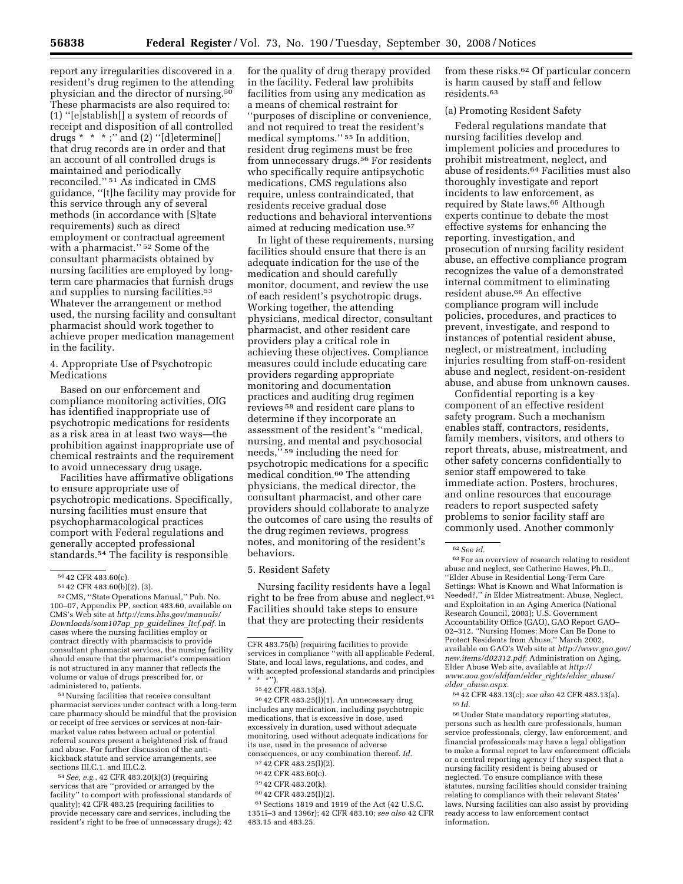report any irregularities discovered in a resident's drug regimen to the attending physician and the director of nursing.[50] These pharmacists are also required to: (1) ''[e]stablish[] a system of records of receipt and disposition of all controlled drugs * * *;'' and (2) ''[d]etermine[] that drug records are in order and that an account of all controlled drugs is maintained and periodically reconciled.''[51] As indicated in CMS guidance, ''[t]he facility may provide for this service through any of several methods (in accordance with [S]tate requirements) such as direct employment or contractual agreement with a pharmacist.''[52] Some of the consultant pharmacists obtained by nursing facilities are employed by long-term care pharmacies that furnish drugs and supplies to nursing facilities.[53] Whatever the arrangement or method used, the nursing facility and consultant pharmacist should work together to achieve proper medication management in the facility.

4. Appropriate Use of Psychotropic Medications

Based on our enforcement and compliance monitoring activities, OIG has identified inappropriate use of psychotropic medications for residents as a risk area in at least two ways—the prohibition against inappropriate use of chemical restraints and the requirement to avoid unnecessary drug usage.

Facilities have affirmative obligations to ensure appropriate use of psychotropic medications. Specifically, nursing facilities must ensure that psychopharmacological practices comport with Federal regulations and generally accepted professional standards.[54] The facility is responsible for the quality of drug therapy provided in the facility. Federal law prohibits facilities from using any medication as a means of chemical restraint for ''purposes of discipline or convenience, and not required to treat the resident's medical symptoms.''[55] In addition, resident drug regimens must be free from unnecessary drugs.[56] For residents who specifically require antipsychotic medications, CMS regulations also require, unless contraindicated, that residents receive gradual dose reductions and behavioral interventions aimed at reducing medication use.[57]

In light of these requirements, nursing facilities should ensure that there is an adequate indication for the use of the medication and should carefully monitor, document, and review the use of each resident's psychotropic drugs. Working together, the attending physicians, medical director, consultant pharmacist, and other resident care providers play a critical role in achieving these objectives. Compliance measures could include educating care providers regarding appropriate monitoring and documentation practices and auditing drug regimen reviews[58] and resident care plans to determine if they incorporate an assessment of the resident's ''medical, nursing, and mental and psychosocial needs,''[59] including the need for psychotropic medications for a specific medical condition.[60] The attending physicians, the medical director, the consultant pharmacist, and other care providers should collaborate to analyze the outcomes of care using the results of the drug regimen reviews, progress notes, and monitoring of the resident's behaviors.

5. Resident Safety

Nursing facility residents have a legal right to be free from abuse and neglect.[61] Facilities should take steps to ensure that they are protecting their residents from these risks.[62] Of particular concern is harm caused by staff and fellow residents.[63]

(a) Promoting Resident Safety

Federal regulations mandate that nursing facilities develop and implement policies and procedures to prohibit mistreatment, neglect, and abuse of residents.[64] Facilities must also thoroughly investigate and report incidents to law enforcement, as required by State laws.[65] Although experts continue to debate the most effective systems for enhancing the reporting, investigation, and prosecution of nursing facility resident abuse, an effective compliance program recognizes the value of a demonstrated internal commitment to eliminating resident abuse.[66] An effective compliance program will include policies, procedures, and practices to prevent, investigate, and respond to instances of potential resident abuse, neglect, or mistreatment, including injuries resulting from staff-on-resident abuse and neglect, resident-on-resident abuse, and abuse from unknown causes.

Confidential reporting is a key component of an effective resident safety program. Such a mechanism enables staff, contractors, residents, family members, visitors, and others to report threats, abuse, mistreatment, and other safety concerns confidentially to senior staff empowered to take immediate action. Posters, brochures, and online resources that encourage readers to report suspected safety problems to senior facility staff are commonly used. Another commonly

---

[50] 42 CFR 483.60(c).

[51] 42 CFR 483.60(b)(2), (3).

[52] CMS, ''State Operations Manual,'' Pub. No. 100–07, Appendix PP, section 483.60, available on CMS's Web site at *http://cms.hhs.gov/manuals/Downloads/som107ap_pp_guidelines_ltcf.pdf*. In cases where the nursing facilities employ or contract directly with pharmacists to provide consultant pharmacist services, the nursing facility should ensure that the pharmacist's compensation is not structured in any manner that reflects the volume or value of drugs prescribed for, or administered to, patients.

[53] Nursing facilities that receive consultant pharmacist services under contract with a long-term care pharmacy should be mindful that the provision or receipt of free services or services at non-fair-market value rates between actual or potential referral sources present a heightened risk of fraud and abuse. For further discussion of the anti-kickback statute and service arrangements, see sections III.C.1. and III.C.2.

[54] *See, e.g.*, 42 CFR 483.20(k)(3) (requiring services that are ''provided or arranged by the facility'' to comport with professional standards of quality); 42 CFR 483.25 (requiring facilities to provide necessary care and services, including the resident's right to be free of unnecessary drugs); 42 CFR 483.75(b) (requiring facilities to provide services in compliance ''with all applicable Federal, State, and local laws, regulations, and codes, and with accepted professional standards and principles * * *'').

[55] 42 CFR 483.13(a).

[56] 42 CFR 483.25(l)(1). An unnecessary drug includes any medication, including psychotropic medications, that is excessive in dose, used excessively in duration, used without adequate monitoring, used without adequate indications for its use, used in the presence of adverse consequences, or any combination thereof. *Id.*

[57] 42 CFR 483.25(l)(2).

[58] 42 CFR 483.60(c).

[59] 42 CFR 483.20(k).

[60] 42 CFR 483.25(l)(2).

[61] Sections 1819 and 1919 of the Act (42 U.S.C. 1351i–3 and 1396r); 42 CFR 483.10; *see also* 42 CFR 483.15 and 483.25.

[62] *See id.*

[63] For an overview of research relating to resident abuse and neglect, see Catherine Hawes, Ph.D., ''Elder Abuse in Residential Long-Term Care Settings: What is Known and What Information is Needed?,'' *in* Elder Mistreatment: Abuse, Neglect, and Exploitation in an Aging America (National Research Council, 2003); U.S. Government Accountability Office (GAO), GAO Report GAO–02–312, ''Nursing Homes: More Can Be Done to Protect Residents from Abuse,'' March 2002, available on GAO's Web site at *http://www.gao.gov/new.items/d02312.pdf*; Administration on Aging, Elder Abuse Web site, available at *http://www.aoa.gov/eldfam/elder_rights/elder_abuse/elder_abuse.aspx*.

[64] 42 CFR 483.13(c); *see also* 42 CFR 483.13(a).

[65] *Id.*

[66] Under State mandatory reporting statutes, persons such as health care professionals, human service professionals, clergy, law enforcement, and financial professionals may have a legal obligation to make a formal report to law enforcement officials or a central reporting agency if they suspect that a nursing facility resident is being abused or neglected. To ensure compliance with these statutes, nursing facilities should consider training relating to compliance with their relevant States' laws. Nursing facilities can also assist by providing ready access to law enforcement contact information.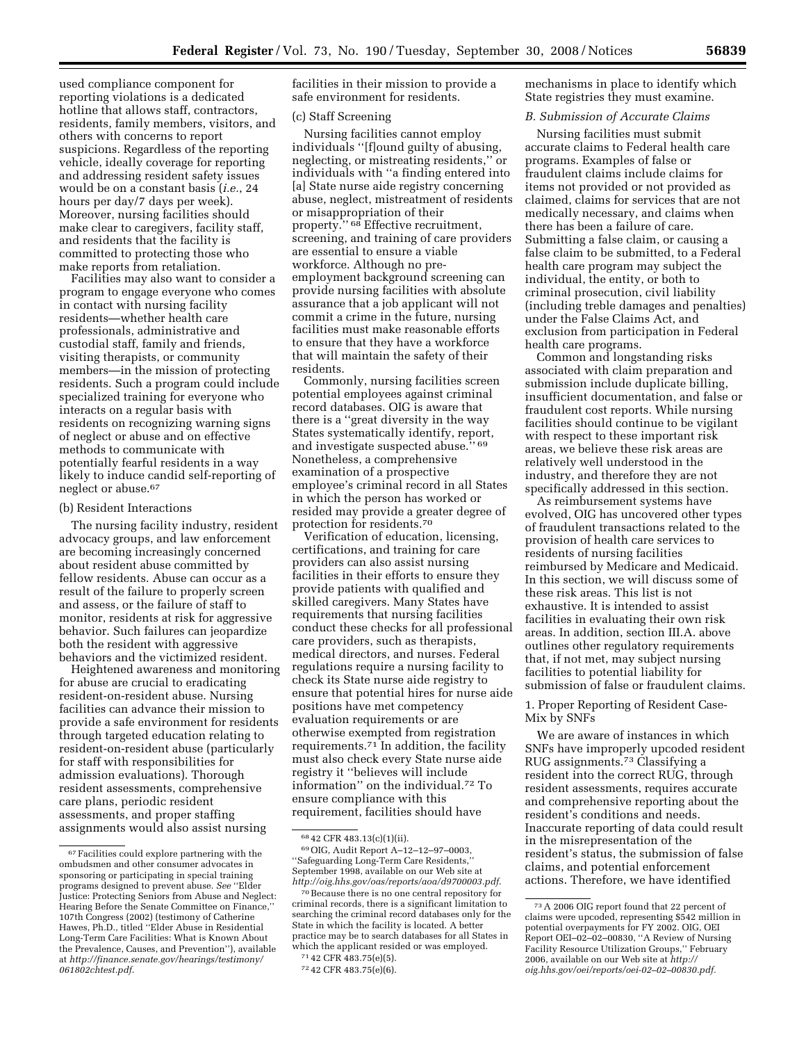used compliance component for reporting violations is a dedicated hotline that allows staff, contractors, residents, family members, visitors, and others with concerns to report suspicions. Regardless of the reporting vehicle, ideally coverage for reporting and addressing resident safety issues would be on a constant basis (*i.e.,* 24 hours per day/7 days per week). Moreover, nursing facilities should make clear to caregivers, facility staff, and residents that the facility is committed to protecting those who make reports from retaliation.

Facilities may also want to consider a program to engage everyone who comes in contact with nursing facility residents—whether health care professionals, administrative and custodial staff, family and friends, visiting therapists, or community members—in the mission of protecting residents. Such a program could include specialized training for everyone who interacts on a regular basis with residents on recognizing warning signs of neglect or abuse and on effective methods to communicate with potentially fearful residents in a way likely to induce candid self-reporting of neglect or abuse.[67]

(b) Resident Interactions

The nursing facility industry, resident advocacy groups, and law enforcement are becoming increasingly concerned about resident abuse committed by fellow residents. Abuse can occur as a result of the failure to properly screen and assess, or the failure of staff to monitor, residents at risk for aggressive behavior. Such failures can jeopardize both the resident with aggressive behaviors and the victimized resident.

Heightened awareness and monitoring for abuse are crucial to eradicating resident-on-resident abuse. Nursing facilities can advance their mission to provide a safe environment for residents through targeted education relating to resident-on-resident abuse (particularly for staff with responsibilities for admission evaluations). Thorough resident assessments, comprehensive care plans, periodic resident assessments, and proper staffing assignments would also assist nursing facilities in their mission to provide a safe environment for residents.

(c) Staff Screening

Nursing facilities cannot employ individuals ''[f]ound guilty of abusing, neglecting, or mistreating residents,'' or individuals with ''a finding entered into [a] State nurse aide registry concerning abuse, neglect, mistreatment of residents or misappropriation of their property.'' [68] Effective recruitment, screening, and training of care providers are essential to ensure a viable workforce. Although no pre-employment background screening can provide nursing facilities with absolute assurance that a job applicant will not commit a crime in the future, nursing facilities must make reasonable efforts to ensure that they have a workforce that will maintain the safety of their residents.

Commonly, nursing facilities screen potential employees against criminal record databases. OIG is aware that there is a ''great diversity in the way States systematically identify, report, and investigate suspected abuse.'' [69] Nonetheless, a comprehensive examination of a prospective employee's criminal record in all States in which the person has worked or resided may provide a greater degree of protection for residents.[70]

Verification of education, licensing, certifications, and training for care providers can also assist nursing facilities in their efforts to ensure they provide patients with qualified and skilled caregivers. Many States have requirements that nursing facilities conduct these checks for all professional care providers, such as therapists, medical directors, and nurses. Federal regulations require a nursing facility to check its State nurse aide registry to ensure that potential hires for nurse aide positions have met competency evaluation requirements or are otherwise exempted from registration requirements.[71] In addition, the facility must also check every State nurse aide registry it ''believes will include information'' on the individual.[72] To ensure compliance with this requirement, facilities should have mechanisms in place to identify which State registries they must examine.

### B. Submission of Accurate Claims

Nursing facilities must submit accurate claims to Federal health care programs. Examples of false or fraudulent claims include claims for items not provided or not provided as claimed, claims for services that are not medically necessary, and claims when there has been a failure of care. Submitting a false claim, or causing a false claim to be submitted, to a Federal health care program may subject the individual, the entity, or both to criminal prosecution, civil liability (including treble damages and penalties) under the False Claims Act, and exclusion from participation in Federal health care programs.

Common and longstanding risks associated with claim preparation and submission include duplicate billing, insufficient documentation, and false or fraudulent cost reports. While nursing facilities should continue to be vigilant with respect to these important risk areas, we believe these risk areas are relatively well understood in the industry, and therefore they are not specifically addressed in this section.

As reimbursement systems have evolved, OIG has uncovered other types of fraudulent transactions related to the provision of health care services to residents of nursing facilities reimbursed by Medicare and Medicaid. In this section, we will discuss some of these risk areas. This list is not exhaustive. It is intended to assist facilities in evaluating their own risk areas. In addition, section III.A. above outlines other regulatory requirements that, if not met, may subject nursing facilities to potential liability for submission of false or fraudulent claims.

1. Proper Reporting of Resident Case-Mix by SNFs

We are aware of instances in which SNFs have improperly upcoded resident RUG assignments.[73] Classifying a resident into the correct RUG, through resident assessments, requires accurate and comprehensive reporting about the resident's conditions and needs. Inaccurate reporting of data could result in the misrepresentation of the resident's status, the submission of false claims, and potential enforcement actions. Therefore, we have identified

---

[67] Facilities could explore partnering with the ombudsmen and other consumer advocates in sponsoring or participating in special training programs designed to prevent abuse. *See* ''Elder Justice: Protecting Seniors from Abuse and Neglect: Hearing Before the Senate Committee on Finance,'' 107th Congress (2002) (testimony of Catherine Hawes, Ph.D., titled ''Elder Abuse in Residential Long-Term Care Facilities: What is Known About the Prevalence, Causes, and Prevention''), available at *http://finance.senate.gov/hearings/testimony/061802chtest.pdf*.

[68] 42 CFR 483.13(c)(1)(ii).

[69] OIG, Audit Report A–12–12–97–0003, ''Safeguarding Long-Term Care Residents,'' September 1998, available on our Web site at *http://oig.hhs.gov/oas/reports/aoa/d9700003.pdf*.

[70] Because there is no one central repository for criminal records, there is a significant limitation to searching the criminal record databases only for the State in which the facility is located. A better practice may be to search databases for all States in which the applicant resided or was employed.

[71] 42 CFR 483.75(e)(5).

[72] 42 CFR 483.75(e)(6).

[73] A 2006 OIG report found that 22 percent of claims were upcoded, representing $542 million in potential overpayments for FY 2002. OIG, OEI Report OEI–02–02–00830, ''A Review of Nursing Facility Resource Utilization Groups,'' February 2006, available on our Web site at *http://oig.hhs.gov/oei/reports/oei-02–02–00830.pdf*.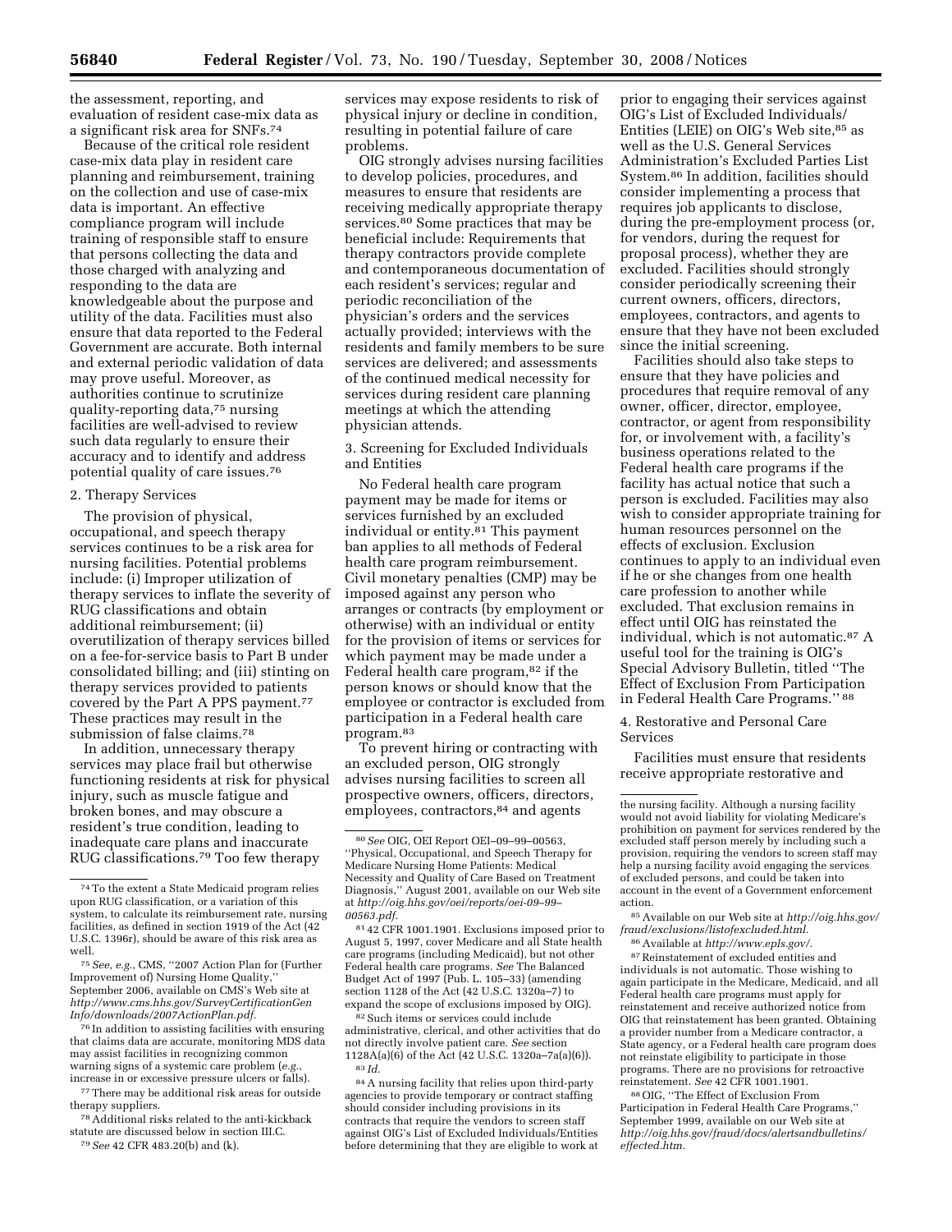the assessment, reporting, and evaluation of resident case-mix data as a significant risk area for SNFs.[74]

Because of the critical role resident case-mix data play in resident care planning and reimbursement, training on the collection and use of case-mix data is important. An effective compliance program will include training of responsible staff to ensure that persons collecting the data and those charged with analyzing and responding to the data are knowledgeable about the purpose and utility of the data. Facilities must also ensure that data reported to the Federal Government are accurate. Both internal and external periodic validation of data may prove useful. Moreover, as authorities continue to scrutinize quality-reporting data,[75] nursing facilities are well-advised to review such data regularly to ensure their accuracy and to identify and address potential quality of care issues.[76]

### 2. Therapy Services

The provision of physical, occupational, and speech therapy services continues to be a risk area for nursing facilities. Potential problems include: (i) Improper utilization of therapy services to inflate the severity of RUG classifications and obtain additional reimbursement; (ii) overutilization of therapy services billed on a fee-for-service basis to Part B under consolidated billing; and (iii) stinting on therapy services provided to patients covered by the Part A PPS payment.[77] These practices may result in the submission of false claims.[78]

In addition, unnecessary therapy services may place frail but otherwise functioning residents at risk for physical injury, such as muscle fatigue and broken bones, and may obscure a resident's true condition, leading to inadequate care plans and inaccurate RUG classifications.[79] Too few therapy services may expose residents to risk of physical injury or decline in condition, resulting in potential failure of care problems.

OIG strongly advises nursing facilities to develop policies, procedures, and measures to ensure that residents are receiving medically appropriate therapy services.[80] Some practices that may be beneficial include: Requirements that therapy contractors provide complete and contemporaneous documentation of each resident's services; regular and periodic reconciliation of the physician's orders and the services actually provided; interviews with the residents and family members to be sure services are delivered; and assessments of the continued medical necessity for services during resident care planning meetings at which the attending physician attends.

### 3. Screening for Excluded Individuals and Entities

No Federal health care program payment may be made for items or services furnished by an excluded individual or entity.[81] This payment ban applies to all methods of Federal health care program reimbursement. Civil monetary penalties (CMP) may be imposed against any person who arranges or contracts (by employment or otherwise) with an individual or entity for the provision of items or services for which payment may be made under a Federal health care program,[82] if the person knows or should know that the employee or contractor is excluded from participation in a Federal health care program.[83]

To prevent hiring or contracting with an excluded person, OIG strongly advises nursing facilities to screen all prospective owners, officers, directors, employees, contractors,[84] and agents prior to engaging their services against OIG's List of Excluded Individuals/Entities (LEIE) on OIG's Web site,[85] as well as the U.S. General Services Administration's Excluded Parties List System.[86] In addition, facilities should consider implementing a process that requires job applicants to disclose, during the pre-employment process (or, for vendors, during the request for proposal process), whether they are excluded. Facilities should strongly consider periodically screening their current owners, officers, directors, employees, contractors, and agents to ensure that they have not been excluded since the initial screening.

Facilities should also take steps to ensure that they have policies and procedures that require removal of any owner, officer, director, employee, contractor, or agent from responsibility for, or involvement with, a facility's business operations related to the Federal health care programs if the facility has actual notice that such a person is excluded. Facilities may also wish to consider appropriate training for human resources personnel on the effects of exclusion. Exclusion continues to apply to an individual even if he or she changes from one health care profession to another while excluded. That exclusion remains in effect until OIG has reinstated the individual, which is not automatic.[87] A useful tool for the training is OIG's Special Advisory Bulletin, titled "The Effect of Exclusion From Participation in Federal Health Care Programs." [88]

### 4. Restorative and Personal Care Services

Facilities must ensure that residents receive appropriate restorative and

---

[74] To the extent a State Medicaid program relies upon RUG classification, or a variation of this system, to calculate its reimbursement rate, nursing facilities, as defined in section 1919 of the Act (42 U.S.C. 1396r), should be aware of this risk area as well.

[75] *See, e.g.,* CMS, "2007 Action Plan for (Further Improvement of) Nursing Home Quality," September 2006, available on CMS's Web site at *http://www.cms.hhs.gov/SurveyCertificationGenInfo/downloads/2007ActionPlan.pdf*.

[76] In addition to assisting facilities with ensuring that claims data are accurate, monitoring MDS data may assist facilities in recognizing common warning signs of a systemic care problem (*e.g.*, increase in or excessive pressure ulcers or falls).

[77] There may be additional risk areas for outside therapy suppliers.

[78] Additional risks related to the anti-kickback statute are discussed below in section III.C.

[79] *See* 42 CFR 483.20(b) and (k).

[80] *See* OIG, OEI Report OEI–09–99–00563, "Physical, Occupational, and Speech Therapy for Medicare Nursing Home Patients: Medical Necessity and Quality of Care Based on Treatment Diagnosis," August 2001, available on our Web site at *http://oig.hhs.gov/oei/reports/oei-09-99-00563.pdf*.

[81] 42 CFR 1001.1901. Exclusions imposed prior to August 5, 1997, cover Medicare and all State health care programs (including Medicaid), but not other Federal health care programs. *See* The Balanced Budget Act of 1997 (Pub. L. 105–33) (amending section 1128 of the Act (42 U.S.C. 1320a–7) to expand the scope of exclusions imposed by OIG).

[82] Such items or services could include administrative, clerical, and other activities that do not directly involve patient care. *See* section 1128A(a)(6) of the Act (42 U.S.C. 1320a–7a(a)(6)).

[83] *Id.*

[84] A nursing facility that relies upon third-party agencies to provide temporary or contract staffing should consider including provisions in its contracts that require the vendors to screen staff against OIG's List of Excluded Individuals/Entities before determining that they are eligible to work at the nursing facility. Although a nursing facility would not avoid liability for violating Medicare's prohibition on payment for services rendered by the excluded staff person merely by including such a provision, requiring the vendors to screen staff may help a nursing facility avoid engaging the services of excluded persons, and could be taken into account in the event of a Government enforcement action.

[85] Available on our Web site at *http://oig.hhs.gov/fraud/exclusions/listofexcluded.html*.

[86] Available at *http://www.epls.gov/*.

[87] Reinstatement of excluded entities and individuals is not automatic. Those wishing to again participate in the Medicare, Medicaid, and all Federal health care programs must apply for reinstatement and receive authorized notice from OIG that reinstatement has been granted. Obtaining a provider number from a Medicare contractor, a State agency, or a Federal health care program does not reinstate eligibility to participate in those programs. There are no provisions for retroactive reinstatement. *See* 42 CFR 1001.1901.

[88] OIG, "The Effect of Exclusion From Participation in Federal Health Care Programs," September 1999, available on our Web site at *http://oig.hhs.gov/fraud/docs/alertsandbulletins/effected.htm*.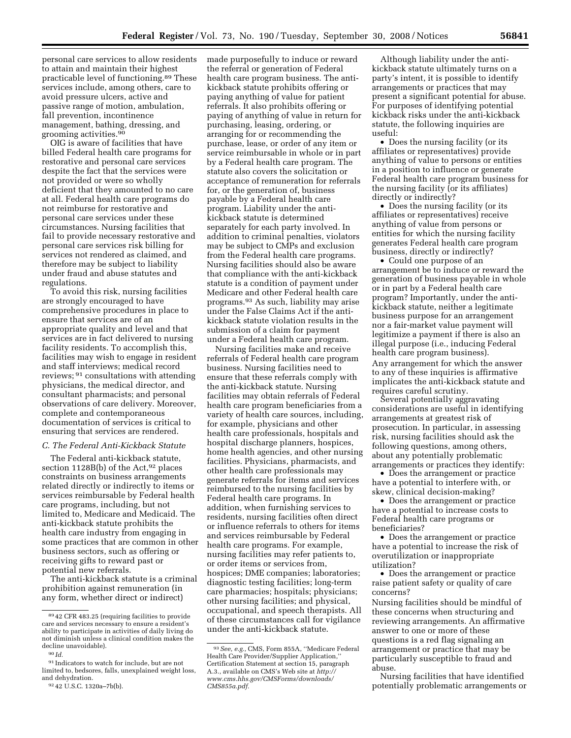personal care services to allow residents to attain and maintain their highest practicable level of functioning.[89] These services include, among others, care to avoid pressure ulcers, active and passive range of motion, ambulation, fall prevention, incontinence management, bathing, dressing, and grooming activities.[90]

OIG is aware of facilities that have billed Federal health care programs for restorative and personal care services despite the fact that the services were not provided or were so wholly deficient that they amounted to no care at all. Federal health care programs do not reimburse for restorative and personal care services under these circumstances. Nursing facilities that fail to provide necessary restorative and personal care services risk billing for services not rendered as claimed, and therefore may be subject to liability under fraud and abuse statutes and regulations.

To avoid this risk, nursing facilities are strongly encouraged to have comprehensive procedures in place to ensure that services are of an appropriate quality and level and that services are in fact delivered to nursing facility residents. To accomplish this, facilities may wish to engage in resident and staff interviews; medical record reviews;[91] consultations with attending physicians, the medical director, and consultant pharmacists; and personal observations of care delivery. Moreover, complete and contemporaneous documentation of services is critical to ensuring that services are rendered.

*C. The Federal Anti-Kickback Statute*

The Federal anti-kickback statute, section 1128B(b) of the Act,[92] places constraints on business arrangements related directly or indirectly to items or services reimbursable by Federal health care programs, including, but not limited to, Medicare and Medicaid. The anti-kickback statute prohibits the health care industry from engaging in some practices that are common in other business sectors, such as offering or receiving gifts to reward past or potential new referrals.

The anti-kickback statute is a criminal prohibition against remuneration (in any form, whether direct or indirect) made purposefully to induce or reward the referral or generation of Federal health care program business. The anti-kickback statute prohibits offering or paying anything of value for patient referrals. It also prohibits offering or paying of anything of value in return for purchasing, leasing, ordering, or arranging for or recommending the purchase, lease, or order of any item or service reimbursable in whole or in part by a Federal health care program. The statute also covers the solicitation or acceptance of remuneration for referrals for, or the generation of, business payable by a Federal health care program. Liability under the anti-kickback statute is determined separately for each party involved. In addition to criminal penalties, violators may be subject to CMPs and exclusion from the Federal health care programs. Nursing facilities should also be aware that compliance with the anti-kickback statute is a condition of payment under Medicare and other Federal health care programs.[93] As such, liability may arise under the False Claims Act if the anti-kickback statute violation results in the submission of a claim for payment under a Federal health care program.

Nursing facilities make and receive referrals of Federal health care program business. Nursing facilities need to ensure that these referrals comply with the anti-kickback statute. Nursing facilities may obtain referrals of Federal health care program beneficiaries from a variety of health care sources, including, for example, physicians and other health care professionals, hospitals and hospital discharge planners, hospices, home health agencies, and other nursing facilities. Physicians, pharmacists, and other health care professionals may generate referrals for items and services reimbursed to the nursing facilities by Federal health care programs. In addition, when furnishing services to residents, nursing facilities often direct or influence referrals to others for items and services reimbursable by Federal health care programs. For example, nursing facilities may refer patients to, or order items or services from, hospices; DME companies; laboratories; diagnostic testing facilities; long-term care pharmacies; hospitals; physicians; other nursing facilities; and physical, occupational, and speech therapists. All of these circumstances call for vigilance under the anti-kickback statute.

Although liability under the anti-kickback statute ultimately turns on a party's intent, it is possible to identify arrangements or practices that may present a significant potential for abuse. For purposes of identifying potential kickback risks under the anti-kickback statute, the following inquiries are useful:

- Does the nursing facility (or its affiliates or representatives) provide anything of value to persons or entities in a position to influence or generate Federal health care program business for the nursing facility (or its affiliates) directly or indirectly?
- Does the nursing facility (or its affiliates or representatives) receive anything of value from persons or entities for which the nursing facility generates Federal health care program business, directly or indirectly?
- Could one purpose of an arrangement be to induce or reward the generation of business payable in whole or in part by a Federal health care program? Importantly, under the anti-kickback statute, neither a legitimate business purpose for an arrangement nor a fair-market value payment will legitimize a payment if there is also an illegal purpose (i.e., inducing Federal health care program business).

Any arrangement for which the answer to any of these inquiries is affirmative implicates the anti-kickback statute and requires careful scrutiny.

Several potentially aggravating considerations are useful in identifying arrangements at greatest risk of prosecution. In particular, in assessing risk, nursing facilities should ask the following questions, among others, about any potentially problematic arrangements or practices they identify:

- Does the arrangement or practice have a potential to interfere with, or skew, clinical decision-making?
- Does the arrangement or practice have a potential to increase costs to Federal health care programs or beneficiaries?
- Does the arrangement or practice have a potential to increase the risk of overutilization or inappropriate utilization?
- Does the arrangement or practice raise patient safety or quality of care concerns?

Nursing facilities should be mindful of these concerns when structuring and reviewing arrangements. An affirmative answer to one or more of these questions is a red flag signaling an arrangement or practice that may be particularly susceptible to fraud and abuse.

Nursing facilities that have identified potentially problematic arrangements or

---

[89] 42 CFR 483.25 (requiring facilities to provide care and services necessary to ensure a resident's ability to participate in activities of daily living do not diminish unless a clinical condition makes the decline unavoidable).

[90] *Id.*

[91] Indicators to watch for include, but are not limited to, bedsores, falls, unexplained weight loss, and dehydration.

[92] 42 U.S.C. 1320a–7b(b).

[93] *See, e.g.,* CMS, Form 855A, "Medicare Federal Health Care Provider/Supplier Application," Certification Statement at section 15, paragraph A.3., available on CMS's Web site at *http://www.cms.hhs.gov/CMSForms/downloads/CMS855a.pdf.*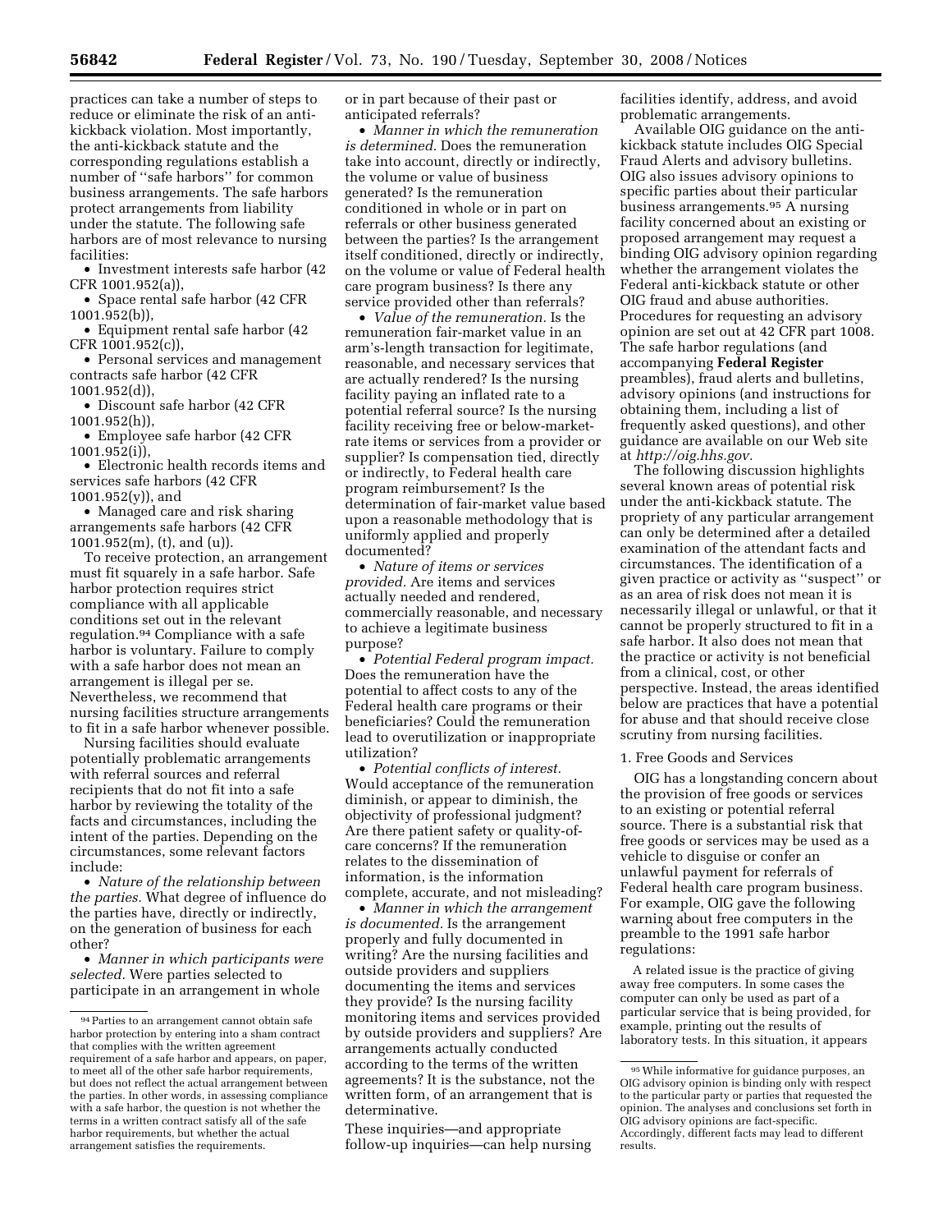practices can take a number of steps to reduce or eliminate the risk of an anti-kickback violation. Most importantly, the anti-kickback statute and the corresponding regulations establish a number of ''safe harbors'' for common business arrangements. The safe harbors protect arrangements from liability under the statute. The following safe harbors are of most relevance to nursing facilities:

- Investment interests safe harbor (42 CFR 1001.952(a)),
- Space rental safe harbor (42 CFR 1001.952(b)),
- Equipment rental safe harbor (42 CFR 1001.952(c)),
- Personal services and management contracts safe harbor (42 CFR 1001.952(d)),
- Discount safe harbor (42 CFR 1001.952(h)),
- Employee safe harbor (42 CFR 1001.952(i)),
- Electronic health records items and services safe harbors (42 CFR 1001.952(y)), and
- Managed care and risk sharing arrangements safe harbors (42 CFR 1001.952(m), (t), and (u)).

To receive protection, an arrangement must fit squarely in a safe harbor. Safe harbor protection requires strict compliance with all applicable conditions set out in the relevant regulation.[94] Compliance with a safe harbor is voluntary. Failure to comply with a safe harbor does not mean an arrangement is illegal per se. Nevertheless, we recommend that nursing facilities structure arrangements to fit in a safe harbor whenever possible.

Nursing facilities should evaluate potentially problematic arrangements with referral sources and referral recipients that do not fit into a safe harbor by reviewing the totality of the facts and circumstances, including the intent of the parties. Depending on the circumstances, some relevant factors include:

- *Nature of the relationship between the parties.* What degree of influence do the parties have, directly or indirectly, on the generation of business for each other?
- *Manner in which participants were selected.* Were parties selected to participate in an arrangement in whole or in part because of their past or anticipated referrals?
- *Manner in which the remuneration is determined.* Does the remuneration take into account, directly or indirectly, the volume or value of business generated? Is the remuneration conditioned in whole or in part on referrals or other business generated between the parties? Is the arrangement itself conditioned, directly or indirectly, on the volume or value of Federal health care program business? Is there any service provided other than referrals?
- *Value of the remuneration.* Is the remuneration fair-market value in an arm's-length transaction for legitimate, reasonable, and necessary services that are actually rendered? Is the nursing facility paying an inflated rate to a potential referral source? Is the nursing facility receiving free or below-market-rate items or services from a provider or supplier? Is compensation tied, directly or indirectly, to Federal health care program reimbursement? Is the determination of fair-market value based upon a reasonable methodology that is uniformly applied and properly documented?
- *Nature of items or services provided.* Are items and services actually needed and rendered, commercially reasonable, and necessary to achieve a legitimate business purpose?
- *Potential Federal program impact.* Does the remuneration have the potential to affect costs to any of the Federal health care programs or their beneficiaries? Could the remuneration lead to overutilization or inappropriate utilization?
- *Potential conflicts of interest.* Would acceptance of the remuneration diminish, or appear to diminish, the objectivity of professional judgment? Are there patient safety or quality-of-care concerns? If the remuneration relates to the dissemination of information, is the information complete, accurate, and not misleading?
- *Manner in which the arrangement is documented.* Is the arrangement properly and fully documented in writing? Are the nursing facilities and outside providers and suppliers documenting the items and services they provide? Is the nursing facility monitoring items and services provided by outside providers and suppliers? Are arrangements actually conducted according to the terms of the written agreements? It is the substance, not the written form, of an arrangement that is determinative.

These inquiries—and appropriate follow-up inquiries—can help nursing facilities identify, address, and avoid problematic arrangements.

Available OIG guidance on the anti-kickback statute includes OIG Special Fraud Alerts and advisory bulletins. OIG also issues advisory opinions to specific parties about their particular business arrangements.[95] A nursing facility concerned about an existing or proposed arrangement may request a binding OIG advisory opinion regarding whether the arrangement violates the Federal anti-kickback statute or other OIG fraud and abuse authorities. Procedures for requesting an advisory opinion are set out at 42 CFR part 1008. The safe harbor regulations (and accompanying **Federal Register** preambles), fraud alerts and bulletins, advisory opinions (and instructions for obtaining them, including a list of frequently asked questions), and other guidance are available on our Web site at *http://oig.hhs.gov.*

The following discussion highlights several known areas of potential risk under the anti-kickback statute. The propriety of any particular arrangement can only be determined after a detailed examination of the attendant facts and circumstances. The identification of a given practice or activity as ''suspect'' or as an area of risk does not mean it is necessarily illegal or unlawful, or that it cannot be properly structured to fit in a safe harbor. It also does not mean that the practice or activity is not beneficial from a clinical, cost, or other perspective. Instead, the areas identified below are practices that have a potential for abuse and that should receive close scrutiny from nursing facilities.

### 1. Free Goods and Services

OIG has a longstanding concern about the provision of free goods or services to an existing or potential referral source. There is a substantial risk that free goods or services may be used as a vehicle to disguise or confer an unlawful payment for referrals of Federal health care program business. For example, OIG gave the following warning about free computers in the preamble to the 1991 safe harbor regulations:

> A related issue is the practice of giving away free computers. In some cases the computer can only be used as part of a particular service that is being provided, for example, printing out the results of laboratory tests. In this situation, it appears

---

[94] Parties to an arrangement cannot obtain safe harbor protection by entering into a sham contract that complies with the written agreement requirement of a safe harbor and appears, on paper, to meet all of the other safe harbor requirements, but does not reflect the actual arrangement between the parties. In other words, in assessing compliance with a safe harbor, the question is not whether the terms in a written contract satisfy all of the safe harbor requirements, but whether the actual arrangement satisfies the requirements.

[95] While informative for guidance purposes, an OIG advisory opinion is binding only with respect to the particular party or parties that requested the opinion. The analyses and conclusions set forth in OIG advisory opinions are fact-specific. Accordingly, different facts may lead to different results.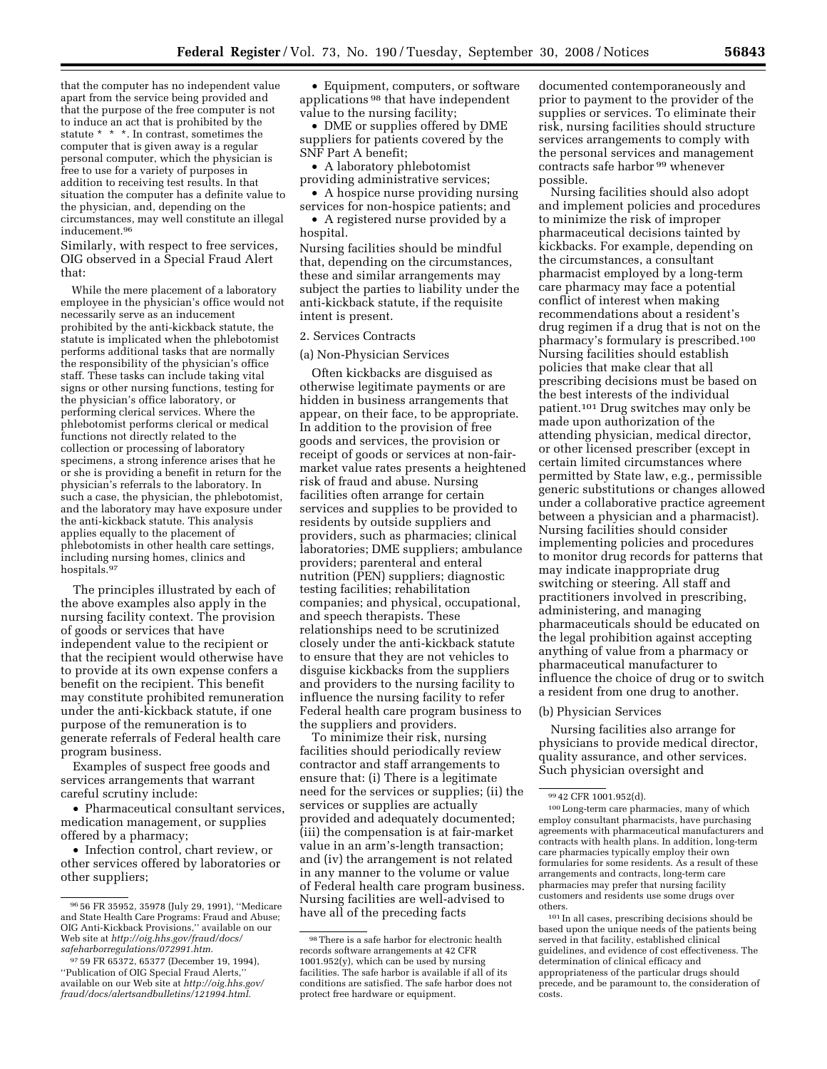that the computer has no independent value apart from the service being provided and that the purpose of the free computer is not to induce an act that is prohibited by the statute * * *. In contrast, sometimes the computer that is given away is a regular personal computer, which the physician is free to use for a variety of purposes in addition to receiving test results. In that situation the computer has a definite value to the physician, and, depending on the circumstances, may well constitute an illegal inducement.[96]

Similarly, with respect to free services, OIG observed in a Special Fraud Alert that:

> While the mere placement of a laboratory employee in the physician's office would not necessarily serve as an inducement prohibited by the anti-kickback statute, the statute is implicated when the phlebotomist performs additional tasks that are normally the responsibility of the physician's office staff. These tasks can include taking vital signs or other nursing functions, testing for the physician's office laboratory, or performing clerical services. Where the phlebotomist performs clerical or medical functions not directly related to the collection or processing of laboratory specimens, a strong inference arises that he or she is providing a benefit in return for the physician's referrals to the laboratory. In such a case, the physician, the phlebotomist, and the laboratory may have exposure under the anti-kickback statute. This analysis applies equally to the placement of phlebotomists in other health care settings, including nursing homes, clinics and hospitals.[97]

The principles illustrated by each of the above examples also apply in the nursing facility context. The provision of goods or services that have independent value to the recipient or that the recipient would otherwise have to provide at its own expense confers a benefit on the recipient. This benefit may constitute prohibited remuneration under the anti-kickback statute, if one purpose of the remuneration is to generate referrals of Federal health care program business.

Examples of suspect free goods and services arrangements that warrant careful scrutiny include:

- Pharmaceutical consultant services, medication management, or supplies offered by a pharmacy;
- Infection control, chart review, or other services offered by laboratories or other suppliers;
- Equipment, computers, or software applications[98] that have independent value to the nursing facility;
- DME or supplies offered by DME suppliers for patients covered by the SNF Part A benefit;
- A laboratory phlebotomist providing administrative services;
- A hospice nurse providing nursing services for non-hospice patients; and
- A registered nurse provided by a hospital.

Nursing facilities should be mindful that, depending on the circumstances, these and similar arrangements may subject the parties to liability under the anti-kickback statute, if the requisite intent is present.

2. Services Contracts

(a) Non-Physician Services

Often kickbacks are disguised as otherwise legitimate payments or are hidden in business arrangements that appear, on their face, to be appropriate. In addition to the provision of free goods and services, the provision or receipt of goods or services at non-fair-market value rates presents a heightened risk of fraud and abuse. Nursing facilities often arrange for certain services and supplies to be provided to residents by outside suppliers and providers, such as pharmacies; clinical laboratories; DME suppliers; ambulance providers; parenteral and enteral nutrition (PEN) suppliers; diagnostic testing facilities; rehabilitation companies; and physical, occupational, and speech therapists. These relationships need to be scrutinized closely under the anti-kickback statute to ensure that they are not vehicles to disguise kickbacks from the suppliers and providers to the nursing facility to influence the nursing facility to refer Federal health care program business to the suppliers and providers.

To minimize their risk, nursing facilities should periodically review contractor and staff arrangements to ensure that: (i) There is a legitimate need for the services or supplies; (ii) the services or supplies are actually provided and adequately documented; (iii) the compensation is at fair-market value in an arm's-length transaction; and (iv) the arrangement is not related in any manner to the volume or value of Federal health care program business. Nursing facilities are well-advised to have all of the preceding facts documented contemporaneously and prior to payment to the provider of the supplies or services. To eliminate their risk, nursing facilities should structure services arrangements to comply with the personal services and management contracts safe harbor[99] whenever possible.

Nursing facilities should also adopt and implement policies and procedures to minimize the risk of improper pharmaceutical decisions tainted by kickbacks. For example, depending on the circumstances, a consultant pharmacist employed by a long-term care pharmacy may face a potential conflict of interest when making recommendations about a resident's drug regimen if a drug that is not on the pharmacy's formulary is prescribed.[100] Nursing facilities should establish policies that make clear that all prescribing decisions must be based on the best interests of the individual patient.[101] Drug switches may only be made upon authorization of the attending physician, medical director, or other licensed prescriber (except in certain limited circumstances where permitted by State law, e.g., permissible generic substitutions or changes allowed under a collaborative practice agreement between a physician and a pharmacist). Nursing facilities should consider implementing policies and procedures to monitor drug records for patterns that may indicate inappropriate drug switching or steering. All staff and practitioners involved in prescribing, administering, and managing pharmaceuticals should be educated on the legal prohibition against accepting anything of value from a pharmacy or pharmaceutical manufacturer to influence the choice of drug or to switch a resident from one drug to another.

(b) Physician Services

Nursing facilities also arrange for physicians to provide medical director, quality assurance, and other services. Such physician oversight and

---

[96] 56 FR 35952, 35978 (July 29, 1991), "Medicare and State Health Care Programs: Fraud and Abuse; OIG Anti-Kickback Provisions," available on our Web site at *http://oig.hhs.gov/fraud/docs/safeharborregulations/072991.htm.*

[97] 59 FR 65372, 65377 (December 19, 1994), "Publication of OIG Special Fraud Alerts," available on our Web site at *http://oig.hhs.gov/fraud/docs/alertsandbulletins/121994.html.*

[98] There is a safe harbor for electronic health records software arrangements at 42 CFR 1001.952(y), which can be used by nursing facilities. The safe harbor is available if all of its conditions are satisfied. The safe harbor does not protect free hardware or equipment.

[99] 42 CFR 1001.952(d).

[100] Long-term care pharmacies, many of which employ consultant pharmacists, have purchasing agreements with pharmaceutical manufacturers and contracts with health plans. In addition, long-term care pharmacies typically employ their own formularies for some residents. As a result of these arrangements and contracts, long-term care pharmacies may prefer that nursing facility customers and residents use some drugs over others.

[101] In all cases, prescribing decisions should be based upon the unique needs of the patients being served in that facility, established clinical guidelines, and evidence of cost effectiveness. The determination of clinical efficacy and appropriateness of the particular drugs should precede, and be paramount to, the consideration of costs.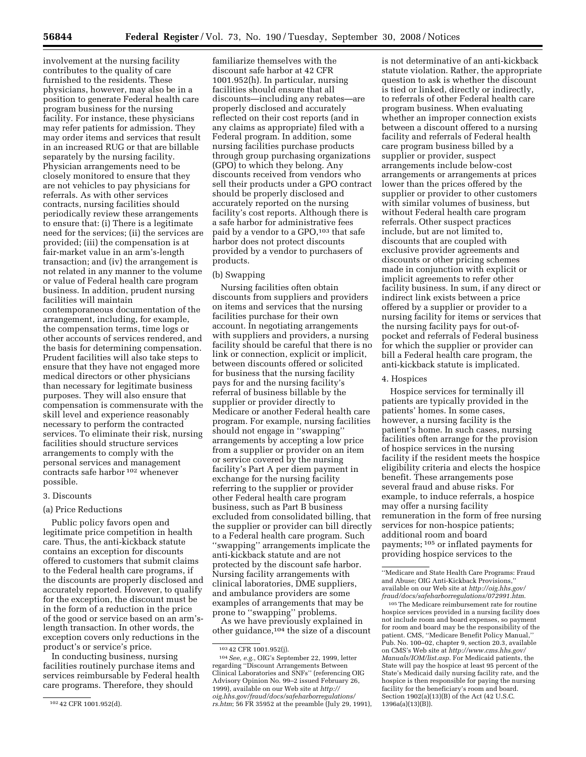involvement at the nursing facility contributes to the quality of care furnished to the residents. These physicians, however, may also be in a position to generate Federal health care program business for the nursing facility. For instance, these physicians may refer patients for admission. They may order items and services that result in an increased RUG or that are billable separately by the nursing facility. Physician arrangements need to be closely monitored to ensure that they are not vehicles to pay physicians for referrals. As with other services contracts, nursing facilities should periodically review these arrangements to ensure that: (i) There is a legitimate need for the services; (ii) the services are provided; (iii) the compensation is at fair-market value in an arm's-length transaction; and (iv) the arrangement is not related in any manner to the volume or value of Federal health care program business. In addition, prudent nursing facilities will maintain contemporaneous documentation of the arrangement, including, for example, the compensation terms, time logs or other accounts of services rendered, and the basis for determining compensation. Prudent facilities will also take steps to ensure that they have not engaged more medical directors or other physicians than necessary for legitimate business purposes. They will also ensure that compensation is commensurate with the skill level and experience reasonably necessary to perform the contracted services. To eliminate their risk, nursing facilities should structure services arrangements to comply with the personal services and management contracts safe harbor[102] whenever possible.

3. Discounts

(a) Price Reductions

Public policy favors open and legitimate price competition in health care. Thus, the anti-kickback statute contains an exception for discounts offered to customers that submit claims to the Federal health care programs, if the discounts are properly disclosed and accurately reported. However, to qualify for the exception, the discount must be in the form of a reduction in the price of the good or service based on an arm's-length transaction. In other words, the exception covers only reductions in the product's or service's price.

In conducting business, nursing facilities routinely purchase items and services reimbursable by Federal health care programs. Therefore, they should familiarize themselves with the discount safe harbor at 42 CFR 1001.952(h). In particular, nursing facilities should ensure that all discounts—including any rebates—are properly disclosed and accurately reflected on their cost reports (and in any claims as appropriate) filed with a Federal program. In addition, some nursing facilities purchase products through group purchasing organizations (GPO) to which they belong. Any discounts received from vendors who sell their products under a GPO contract should be properly disclosed and accurately reported on the nursing facility's cost reports. Although there is a safe harbor for administrative fees paid by a vendor to a GPO,[103] that safe harbor does not protect discounts provided by a vendor to purchasers of products.

(b) Swapping

Nursing facilities often obtain discounts from suppliers and providers on items and services that the nursing facilities purchase for their own account. In negotiating arrangements with suppliers and providers, a nursing facility should be careful that there is no link or connection, explicit or implicit, between discounts offered or solicited for business that the nursing facility pays for and the nursing facility's referral of business billable by the supplier or provider directly to Medicare or another Federal health care program. For example, nursing facilities should not engage in "swapping" arrangements by accepting a low price from a supplier or provider on an item or service covered by the nursing facility's Part A per diem payment in exchange for the nursing facility referring to the supplier or provider other Federal health care program business, such as Part B business excluded from consolidated billing, that the supplier or provider can bill directly to a Federal health care program. Such "swapping" arrangements implicate the anti-kickback statute and are not protected by the discount safe harbor. Nursing facility arrangements with clinical laboratories, DME suppliers, and ambulance providers are some examples of arrangements that may be prone to "swapping" problems.

As we have previously explained in other guidance,[104] the size of a discount is not determinative of an anti-kickback statute violation. Rather, the appropriate question to ask is whether the discount is tied or linked, directly or indirectly, to referrals of other Federal health care program business. When evaluating whether an improper connection exists between a discount offered to a nursing facility and referrals of Federal health care program business billed by a supplier or provider, suspect arrangements include below-cost arrangements or arrangements at prices lower than the prices offered by the supplier or provider to other customers with similar volumes of business, but without Federal health care program referrals. Other suspect practices include, but are not limited to, discounts that are coupled with exclusive provider agreements and discounts or other pricing schemes made in conjunction with explicit or implicit agreements to refer other facility business. In sum, if any direct or indirect link exists between a price offered by a supplier or provider to a nursing facility for items or services that the nursing facility pays for out-of-pocket and referrals of Federal business for which the supplier or provider can bill a Federal health care program, the anti-kickback statute is implicated.

4. Hospices

Hospice services for terminally ill patients are typically provided in the patients' homes. In some cases, however, a nursing facility is the patient's home. In such cases, nursing facilities often arrange for the provision of hospice services in the nursing facility if the resident meets the hospice eligibility criteria and elects the hospice benefit. These arrangements pose several fraud and abuse risks. For example, to induce referrals, a hospice may offer a nursing facility remuneration in the form of free nursing services for non-hospice patients; additional room and board payments;[105] or inflated payments for providing hospice services to the

---

[102] 42 CFR 1001.952(d).

[103] 42 CFR 1001.952(j).

[104] *See, e.g.*, OIG's September 22, 1999, letter regarding "Discount Arrangements Between Clinical Laboratories and SNFs" (referencing OIG Advisory Opinion No. 99–2 issued February 26, 1999), available on our Web site at *http://oig.hhs.gov/fraud/docs/safeharborregulations/rs.htm*; 56 FR 35952 at the preamble (July 29, 1991), "Medicare and State Health Care Programs: Fraud and Abuse; OIG Anti-Kickback Provisions," available on our Web site at *http://oig.hhs.gov/fraud/docs/safeharborregulations/072991.htm*.

[105] The Medicare reimbursement rate for routine hospice services provided in a nursing facility does not include room and board expenses, so payment for room and board may be the responsibility of the patient. CMS, "Medicare Benefit Policy Manual," Pub. No. 100–02, chapter 9, section 20.3, available on CMS's Web site at *http://www.cms.hhs.gov/Manuals/IOM/list.asp*. For Medicaid patients, the State will pay the hospice at least 95 percent of the State's Medicaid daily nursing facility rate, and the hospice is then responsible for paying the nursing facility for the beneficiary's room and board. Section 1902(a)(13)(B) of the Act (42 U.S.C. 1396a(a)(13)(B)).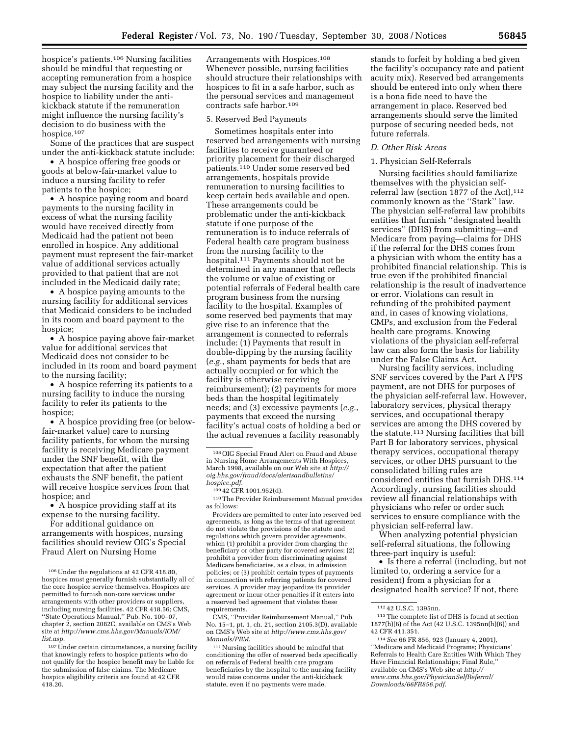hospice's patients.[106] Nursing facilities should be mindful that requesting or accepting remuneration from a hospice may subject the nursing facility and the hospice to liability under the anti-kickback statute if the remuneration might influence the nursing facility's decision to do business with the hospice.[107]

Some of the practices that are suspect under the anti-kickback statute include:

- A hospice offering free goods or goods at below-fair-market value to induce a nursing facility to refer patients to the hospice;
- A hospice paying room and board payments to the nursing facility in excess of what the nursing facility would have received directly from Medicaid had the patient not been enrolled in hospice. Any additional payment must represent the fair-market value of additional services actually provided to that patient that are not included in the Medicaid daily rate;
- A hospice paying amounts to the nursing facility for additional services that Medicaid considers to be included in its room and board payment to the hospice;
- A hospice paying above fair-market value for additional services that Medicaid does not consider to be included in its room and board payment to the nursing facility;
- A hospice referring its patients to a nursing facility to induce the nursing facility to refer its patients to the hospice;
- A hospice providing free (or below-fair-market value) care to nursing facility patients, for whom the nursing facility is receiving Medicare payment under the SNF benefit, with the expectation that after the patient exhausts the SNF benefit, the patient will receive hospice services from that hospice; and
- A hospice providing staff at its expense to the nursing facility.

For additional guidance on arrangements with hospices, nursing facilities should review OIG's Special Fraud Alert on Nursing Home Arrangements with Hospices.[108] Whenever possible, nursing facilities should structure their relationships with hospices to fit in a safe harbor, such as the personal services and management contracts safe harbor.[109]

### 5. Reserved Bed Payments

Sometimes hospitals enter into reserved bed arrangements with nursing facilities to receive guaranteed or priority placement for their discharged patients.[110] Under some reserved bed arrangements, hospitals provide remuneration to nursing facilities to keep certain beds available and open. These arrangements could be problematic under the anti-kickback statute if one purpose of the remuneration is to induce referrals of Federal health care program business from the nursing facility to the hospital.[111] Payments should not be determined in any manner that reflects the volume or value of existing or potential referrals of Federal health care program business from the nursing facility to the hospital. Examples of some reserved bed payments that may give rise to an inference that the arrangement is connected to referrals include: (1) Payments that result in double-dipping by the nursing facility (*e.g.*, sham payments for beds that are actually occupied or for which the facility is otherwise receiving reimbursement); (2) payments for more beds than the hospital legitimately needs; and (3) excessive payments (*e.g.*, payments that exceed the nursing facility's actual costs of holding a bed or the actual revenues a facility reasonably stands to forfeit by holding a bed given the facility's occupancy rate and patient acuity mix). Reserved bed arrangements should be entered into only when there is a bona fide need to have the arrangement in place. Reserved bed arrangements should serve the limited purpose of securing needed beds, not future referrals.

## D. Other Risk Areas

### 1. Physician Self-Referrals

Nursing facilities should familiarize themselves with the physician self-referral law (section 1877 of the Act),[112] commonly known as the ''Stark'' law. The physician self-referral law prohibits entities that furnish ''designated health services'' (DHS) from submitting—and Medicare from paying—claims for DHS if the referral for the DHS comes from a physician with whom the entity has a prohibited financial relationship. This is true even if the prohibited financial relationship is the result of inadvertence or error. Violations can result in refunding of the prohibited payment and, in cases of knowing violations, CMPs, and exclusion from the Federal health care programs. Knowing violations of the physician self-referral law can also form the basis for liability under the False Claims Act.

Nursing facility services, including SNF services covered by the Part A PPS payment, are not DHS for purposes of the physician self-referral law. However, laboratory services, physical therapy services, and occupational therapy services are among the DHS covered by the statute.[113] Nursing facilities that bill Part B for laboratory services, physical therapy services, occupational therapy services, or other DHS pursuant to the consolidated billing rules are considered entities that furnish DHS.[114] Accordingly, nursing facilities should review all financial relationships with physicians who refer or order such services to ensure compliance with the physician self-referral law.

When analyzing potential physician self-referral situations, the following three-part inquiry is useful:

- Is there a referral (including, but not limited to, ordering a service for a resident) from a physician for a designated health service? If not, there

---

[106] Under the regulations at 42 CFR 418.80, hospices must generally furnish substantially all of the core hospice service themselves. Hospices are permitted to furnish non-core services under arrangements with other providers or suppliers, including nursing facilities. 42 CFR 418.56; CMS, ''State Operations Manual,'' Pub. No. 100–07, chapter 2, section 2082C, available on CMS's Web site at *http://www.cms.hhs.gov/Manuals/IOM/list.asp*.

[107] Under certain circumstances, a nursing facility that knowingly refers to hospice patients who do not qualify for the hospice benefit may be liable for the submission of false claims. The Medicare hospice eligibility criteria are found at 42 CFR 418.20.

[108] OIG Special Fraud Alert on Fraud and Abuse in Nursing Home Arrangements With Hospices, March 1998, available on our Web site at *http://oig.hhs.gov/fraud/docs/alertsandbulletins/hospice.pdf*.

[109] 42 CFR 1001.952(d).

[110] The Provider Reimbursement Manual provides as follows:

Providers are permitted to enter into reserved bed agreements, as long as the terms of that agreement do not violate the provisions of the statute and regulations which govern provider agreements, which (1) prohibit a provider from charging the beneficiary or other party for covered services; (2) prohibit a provider from discriminating against Medicare beneficiaries, as a class, in admission policies; or (3) prohibit certain types of payments in connection with referring patients for covered services. A provider may jeopardize its provider agreement or incur other penalties if it enters into a reserved bed agreement that violates these requirements.

CMS, ''Provider Reimbursement Manual,'' Pub. No. 15–1, pt. 1, ch. 21, section 2105.3(D), available on CMS's Web site at *http://www.cms.hhs.gov/Manuals/PBM*.

[111] Nursing facilities should be mindful that conditioning the offer of reserved beds specifically on referrals of Federal health care program beneficiaries by the hospital to the nursing facility would raise concerns under the anti-kickback statute, even if no payments were made.

[112] 42 U.S.C. 1395nn.

[113] The complete list of DHS is found at section 1877(h)(6) of the Act (42 U.S.C. 1395nn(h)(6)) and 42 CFR 411.351.

[114] *See* 66 FR 856, 923 (January 4, 2001), ''Medicare and Medicaid Programs; Physicians' Referrals to Health Care Entities With Which They Have Financial Relationships; Final Rule,'' available on CMS's Web site at *http://www.cms.hhs.gov/PhysicianSelfReferral/Downloads/66FR856.pdf*.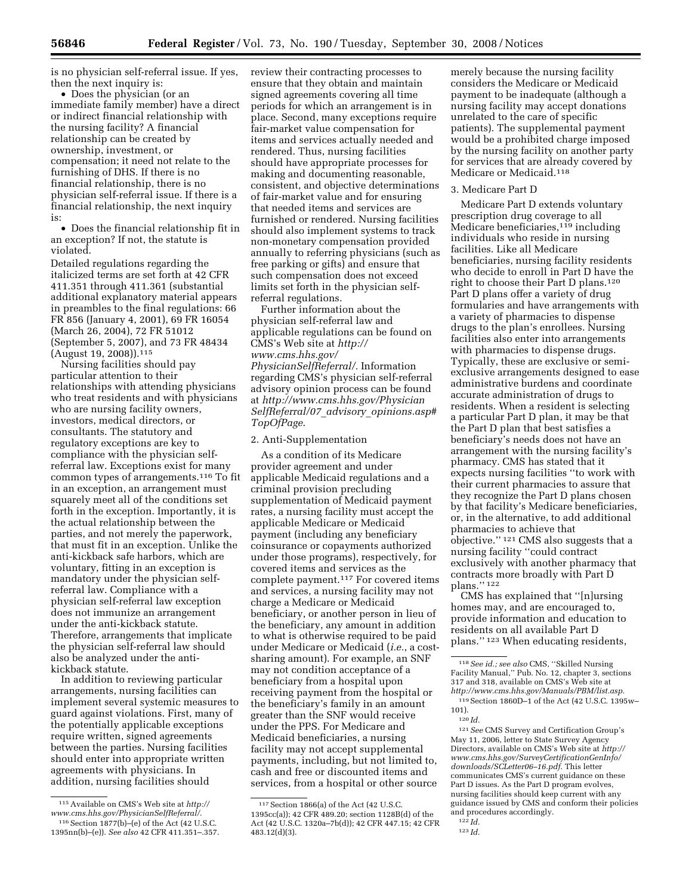is no physician self-referral issue. If yes, then the next inquiry is:

- Does the physician (or an immediate family member) have a direct or indirect financial relationship with the nursing facility? A financial relationship can be created by ownership, investment, or compensation; it need not relate to the furnishing of DHS. If there is no financial relationship, there is no physician self-referral issue. If there is a financial relationship, the next inquiry is:
- Does the financial relationship fit in an exception? If not, the statute is violated.

Detailed regulations regarding the italicized terms are set forth at 42 CFR 411.351 through 411.361 (substantial additional explanatory material appears in preambles to the final regulations: 66 FR 856 (January 4, 2001), 69 FR 16054 (March 26, 2004), 72 FR 51012 (September 5, 2007), and 73 FR 48434 (August 19, 2008)).[115]

Nursing facilities should pay particular attention to their relationships with attending physicians who treat residents and with physicians who are nursing facility owners, investors, medical directors, or consultants. The statutory and regulatory exceptions are key to compliance with the physician self-referral law. Exceptions exist for many common types of arrangements.[116] To fit in an exception, an arrangement must squarely meet all of the conditions set forth in the exception. Importantly, it is the actual relationship between the parties, and not merely the paperwork, that must fit in an exception. Unlike the anti-kickback safe harbors, which are voluntary, fitting in an exception is mandatory under the physician self-referral law. Compliance with a physician self-referral law exception does not immunize an arrangement under the anti-kickback statute. Therefore, arrangements that implicate the physician self-referral law should also be analyzed under the anti-kickback statute.

In addition to reviewing particular arrangements, nursing facilities can implement several systemic measures to guard against violations. First, many of the potentially applicable exceptions require written, signed agreements between the parties. Nursing facilities should enter into appropriate written agreements with physicians. In addition, nursing facilities should review their contracting processes to ensure that they obtain and maintain signed agreements covering all time periods for which an arrangement is in place. Second, many exceptions require fair-market value compensation for items and services actually needed and rendered. Thus, nursing facilities should have appropriate processes for making and documenting reasonable, consistent, and objective determinations of fair-market value and for ensuring that needed items and services are furnished or rendered. Nursing facilities should also implement systems to track non-monetary compensation provided annually to referring physicians (such as free parking or gifts) and ensure that such compensation does not exceed limits set forth in the physician self-referral regulations.

Further information about the physician self-referral law and applicable regulations can be found on CMS's Web site at *http://www.cms.hhs.gov/PhysicianSelfReferral/*. Information regarding CMS's physician self-referral advisory opinion process can be found at *http://www.cms.hhs.gov/PhysicianSelfReferral/07_advisory_opinions.asp#TopOfPage*.

2. Anti-Supplementation

As a condition of its Medicare provider agreement and under applicable Medicaid regulations and a criminal provision precluding supplementation of Medicaid payment rates, a nursing facility must accept the applicable Medicare or Medicaid payment (including any beneficiary coinsurance or copayments authorized under those programs), respectively, for covered items and services as the complete payment.[117] For covered items and services, a nursing facility may not charge a Medicare or Medicaid beneficiary, or another person in lieu of the beneficiary, any amount in addition to what is otherwise required to be paid under Medicare or Medicaid (*i.e.*, a cost-sharing amount). For example, an SNF may not condition acceptance of a beneficiary from a hospital upon receiving payment from the hospital or the beneficiary's family in an amount greater than the SNF would receive under the PPS. For Medicare and Medicaid beneficiaries, a nursing facility may not accept supplemental payments, including, but not limited to, cash and free or discounted items and services, from a hospital or other source merely because the nursing facility considers the Medicare or Medicaid payment to be inadequate (although a nursing facility may accept donations unrelated to the care of specific patients). The supplemental payment would be a prohibited charge imposed by the nursing facility on another party for services that are already covered by Medicare or Medicaid.[118]

3. Medicare Part D

Medicare Part D extends voluntary prescription drug coverage to all Medicare beneficiaries,[119] including individuals who reside in nursing facilities. Like all Medicare beneficiaries, nursing facility residents who decide to enroll in Part D have the right to choose their Part D plans.[120] Part D plans offer a variety of drug formularies and have arrangements with a variety of pharmacies to dispense drugs to the plan's enrollees. Nursing facilities also enter into arrangements with pharmacies to dispense drugs. Typically, these are exclusive or semi-exclusive arrangements designed to ease administrative burdens and coordinate accurate administration of drugs to residents. When a resident is selecting a particular Part D plan, it may be that the Part D plan that best satisfies a beneficiary's needs does not have an arrangement with the nursing facility's pharmacy. CMS has stated that it expects nursing facilities "to work with their current pharmacies to assure that they recognize the Part D plans chosen by that facility's Medicare beneficiaries, or, in the alternative, to add additional pharmacies to achieve that objective." [121] CMS also suggests that a nursing facility "could contract exclusively with another pharmacy that contracts more broadly with Part D plans." [122]

CMS has explained that "[n]ursing homes may, and are encouraged to, provide information and education to residents on all available Part D plans." [123] When educating residents,

---

[115] Available on CMS's Web site at *http://www.cms.hhs.gov/PhysicianSelfReferral/*.

[116] Section 1877(b)–(e) of the Act (42 U.S.C. 1395nn(b)–(e)). *See also* 42 CFR 411.351–.357.

[117] Section 1866(a) of the Act (42 U.S.C. 1395cc(a)); 42 CFR 489.20; section 1128B(d) of the Act (42 U.S.C. 1320a–7b(d)); 42 CFR 447.15; 42 CFR 483.12(d)(3).

[118] *See id.*; *see also* CMS, "Skilled Nursing Facility Manual," Pub. No. 12, chapter 3, sections 317 and 318, available on CMS's Web site at *http://www.cms.hhs.gov/Manuals/PBM/list.asp*.

[119] Section 1860D–1 of the Act (42 U.S.C. 1395w–101).

[120] *Id.*

[121] *See* CMS Survey and Certification Group's May 11, 2006, letter to State Survey Agency Directors, available on CMS's Web site at *http://www.cms.hhs.gov/SurveyCertificationGenInfo/downloads/SCLetter06–16.pdf*. This letter communicates CMS's current guidance on these Part D issues. As the Part D program evolves, nursing facilities should keep current with any guidance issued by CMS and conform their policies and procedures accordingly.

[122] *Id.*

[123] *Id.*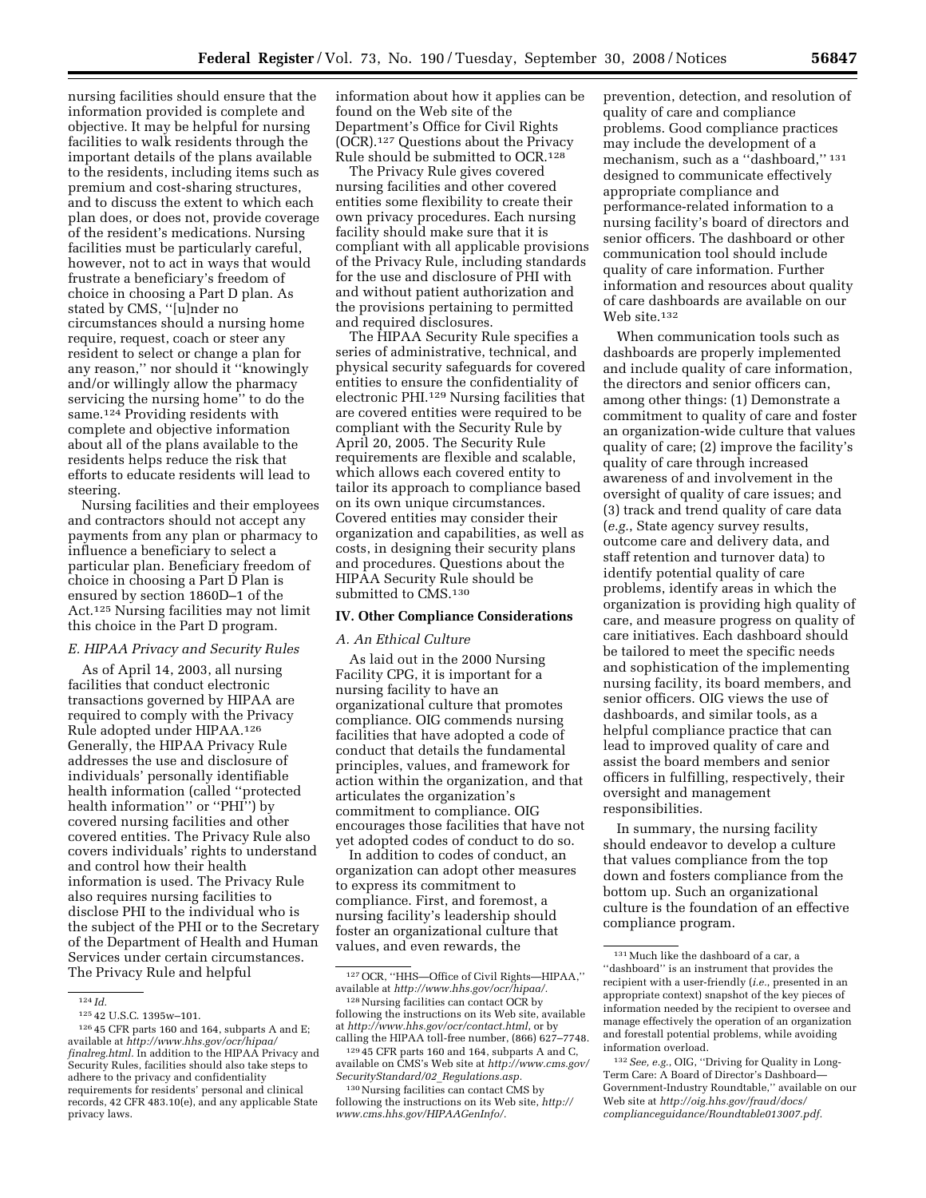nursing facilities should ensure that the information provided is complete and objective. It may be helpful for nursing facilities to walk residents through the important details of the plans available to the residents, including items such as premium and cost-sharing structures, and to discuss the extent to which each plan does, or does not, provide coverage of the resident's medications. Nursing facilities must be particularly careful, however, not to act in ways that would frustrate a beneficiary's freedom of choice in choosing a Part D plan. As stated by CMS, "[u]nder no circumstances should a nursing home require, request, coach or steer any resident to select or change a plan for any reason," nor should it "knowingly and/or willingly allow the pharmacy servicing the nursing home" to do the same.[124] Providing residents with complete and objective information about all of the plans available to the residents helps reduce the risk that efforts to educate residents will lead to steering.

Nursing facilities and their employees and contractors should not accept any payments from any plan or pharmacy to influence a beneficiary to select a particular plan. Beneficiary freedom of choice in choosing a Part D Plan is ensured by section 1860D–1 of the Act.[125] Nursing facilities may not limit this choice in the Part D program.

### E. HIPAA Privacy and Security Rules

As of April 14, 2003, all nursing facilities that conduct electronic transactions governed by HIPAA are required to comply with the Privacy Rule adopted under HIPAA.[126] Generally, the HIPAA Privacy Rule addresses the use and disclosure of individuals' personally identifiable health information (called "protected health information" or "PHI") by covered nursing facilities and other covered entities. The Privacy Rule also covers individuals' rights to understand and control how their health information is used. The Privacy Rule also requires nursing facilities to disclose PHI to the individual who is the subject of the PHI or to the Secretary of the Department of Health and Human Services under certain circumstances. The Privacy Rule and helpful information about how it applies can be found on the Web site of the Department's Office for Civil Rights (OCR).[127] Questions about the Privacy Rule should be submitted to OCR.[128]

The Privacy Rule gives covered nursing facilities and other covered entities some flexibility to create their own privacy procedures. Each nursing facility should make sure that it is compliant with all applicable provisions of the Privacy Rule, including standards for the use and disclosure of PHI with and without patient authorization and the provisions pertaining to permitted and required disclosures.

The HIPAA Security Rule specifies a series of administrative, technical, and physical security safeguards for covered entities to ensure the confidentiality of electronic PHI.[129] Nursing facilities that are covered entities were required to be compliant with the Security Rule by April 20, 2005. The Security Rule requirements are flexible and scalable, which allows each covered entity to tailor its approach to compliance based on its own unique circumstances. Covered entities may consider their organization and capabilities, as well as costs, in designing their security plans and procedures. Questions about the HIPAA Security Rule should be submitted to CMS.[130]

## IV. Other Compliance Considerations

### A. An Ethical Culture

As laid out in the 2000 Nursing Facility CPG, it is important for a nursing facility to have an organizational culture that promotes compliance. OIG commends nursing facilities that have adopted a code of conduct that details the fundamental principles, values, and framework for action within the organization, and that articulates the organization's commitment to compliance. OIG encourages those facilities that have not yet adopted codes of conduct to do so.

In addition to codes of conduct, an organization can adopt other measures to express its commitment to compliance. First, and foremost, a nursing facility's leadership should foster an organizational culture that values, and even rewards, the prevention, detection, and resolution of quality of care and compliance problems. Good compliance practices may include the development of a mechanism, such as a "dashboard,"[131] designed to communicate effectively appropriate compliance and performance-related information to a nursing facility's board of directors and senior officers. The dashboard or other communication tool should include quality of care information. Further information and resources about quality of care dashboards are available on our Web site.[132]

When communication tools such as dashboards are properly implemented and include quality of care information, the directors and senior officers can, among other things: (1) Demonstrate a commitment to quality of care and foster an organization-wide culture that values quality of care; (2) improve the facility's quality of care through increased awareness of and involvement in the oversight of quality of care issues; and (3) track and trend quality of care data (*e.g.*, State agency survey results, outcome care and delivery data, and staff retention and turnover data) to identify potential quality of care problems, identify areas in which the organization is providing high quality of care, and measure progress on quality of care initiatives. Each dashboard should be tailored to meet the specific needs and sophistication of the implementing nursing facility, its board members, and senior officers. OIG views the use of dashboards, and similar tools, as a helpful compliance practice that can lead to improved quality of care and assist the board members and senior officers in fulfilling, respectively, their oversight and management responsibilities.

In summary, the nursing facility should endeavor to develop a culture that values compliance from the top down and fosters compliance from the bottom up. Such an organizational culture is the foundation of an effective compliance program.

---

[124] *Id.*

[125] 42 U.S.C. 1395w–101.

[126] 45 CFR parts 160 and 164, subparts A and E; available at *http://www.hhs.gov/ocr/hipaa/finalreg.html*. In addition to the HIPAA Privacy and Security Rules, facilities should also take steps to adhere to the privacy and confidentiality requirements for residents' personal and clinical records, 42 CFR 483.10(e), and any applicable State privacy laws.

[127] OCR, "HHS—Office of Civil Rights—HIPAA," available at *http://www.hhs.gov/ocr/hipaa/*.

[128] Nursing facilities can contact OCR by following the instructions on its Web site, available at *http://www.hhs.gov/ocr/contact.html*, or by calling the HIPAA toll-free number, (866) 627–7748.

[129] 45 CFR parts 160 and 164, subparts A and C, available on CMS's Web site at *http://www.cms.gov/SecurityStandard/02_Regulations.asp*.

[130] Nursing facilities can contact CMS by following the instructions on its Web site, *http://www.cms.hhs.gov/HIPAAGenInfo/*.

[131] Much like the dashboard of a car, a "dashboard" is an instrument that provides the recipient with a user-friendly (*i.e.*, presented in an appropriate context) snapshot of the key pieces of information needed by the recipient to oversee and manage effectively the operation of an organization and forestall potential problems, while avoiding information overload.

[132] *See, e.g.*, OIG, "Driving for Quality in Long-Term Care: A Board of Director's Dashboard—Government-Industry Roundtable," available on our Web site at *http://oig.hhs.gov/fraud/docs/complianceguidance/Roundtable013007.pdf*.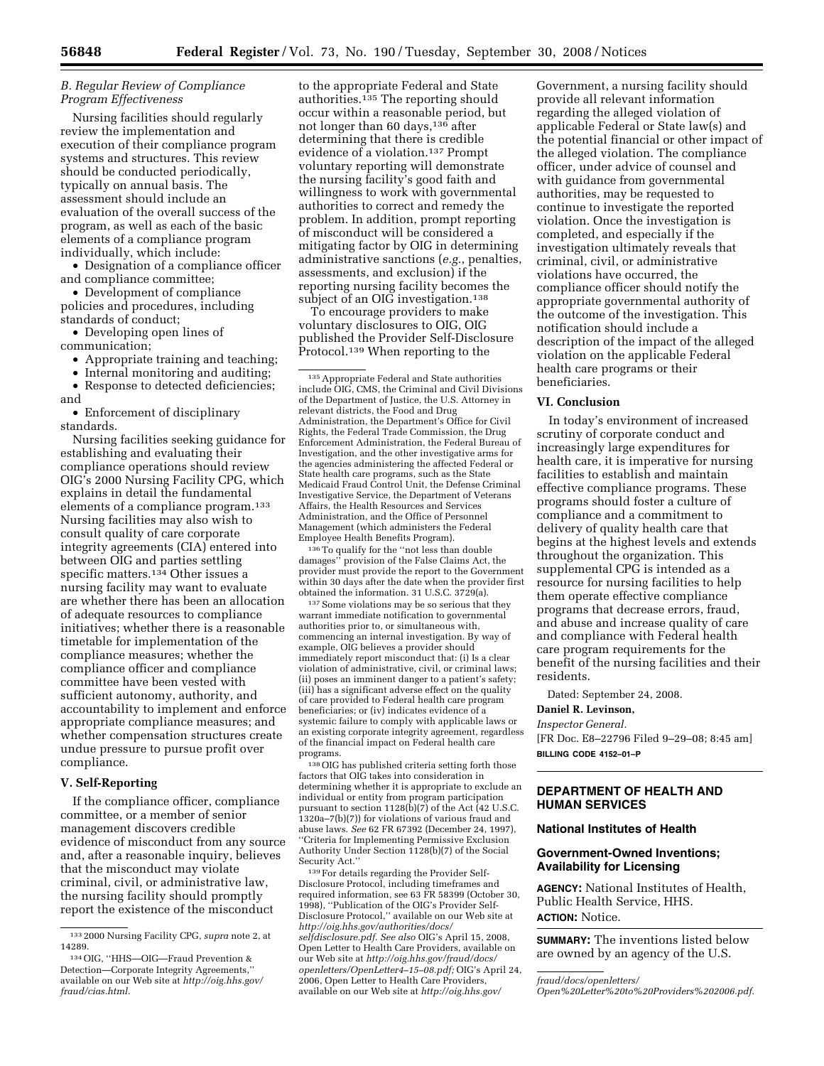### B. Regular Review of Compliance Program Effectiveness

Nursing facilities should regularly review the implementation and execution of their compliance program systems and structures. This review should be conducted periodically, typically on annual basis. The assessment should include an evaluation of the overall success of the program, as well as each of the basic elements of a compliance program individually, which include:

- Designation of a compliance officer and compliance committee;
- Development of compliance policies and procedures, including standards of conduct;
- Developing open lines of communication;
- Appropriate training and teaching;
- Internal monitoring and auditing;
- Response to detected deficiencies; and
- Enforcement of disciplinary standards.

Nursing facilities seeking guidance for establishing and evaluating their compliance operations should review OIG's 2000 Nursing Facility CPG, which explains in detail the fundamental elements of a compliance program.[133] Nursing facilities may also wish to consult quality of care corporate integrity agreements (CIA) entered into between OIG and parties settling specific matters.[134] Other issues a nursing facility may want to evaluate are whether there has been an allocation of adequate resources to compliance initiatives; whether there is a reasonable timetable for implementation of the compliance measures; whether the compliance officer and compliance committee have been vested with sufficient autonomy, authority, and accountability to implement and enforce appropriate compliance measures; and whether compensation structures create undue pressure to pursue profit over compliance.

## V. Self-Reporting

If the compliance officer, compliance committee, or a member of senior management discovers credible evidence of misconduct from any source and, after a reasonable inquiry, believes that the misconduct may violate criminal, civil, or administrative law, the nursing facility should promptly report the existence of the misconduct to the appropriate Federal and State authorities.[135] The reporting should occur within a reasonable period, but not longer than 60 days,[136] after determining that there is credible evidence of a violation.[137] Prompt voluntary reporting will demonstrate the nursing facility's good faith and willingness to work with governmental authorities to correct and remedy the problem. In addition, prompt reporting of misconduct will be considered a mitigating factor by OIG in determining administrative sanctions (*e.g.*, penalties, assessments, and exclusion) if the reporting nursing facility becomes the subject of an OIG investigation.[138]

To encourage providers to make voluntary disclosures to OIG, OIG published the Provider Self-Disclosure Protocol.[139] When reporting to the Government, a nursing facility should provide all relevant information regarding the alleged violation of applicable Federal or State law(s) and the potential financial or other impact of the alleged violation. The compliance officer, under advice of counsel and with guidance from governmental authorities, may be requested to continue to investigate the reported violation. Once the investigation is completed, and especially if the investigation ultimately reveals that criminal, civil, or administrative violations have occurred, the compliance officer should notify the appropriate governmental authority of the outcome of the investigation. This notification should include a description of the impact of the alleged violation on the applicable Federal health care programs or their beneficiaries.

## VI. Conclusion

In today's environment of increased scrutiny of corporate conduct and increasingly large expenditures for health care, it is imperative for nursing facilities to establish and maintain effective compliance programs. These programs should foster a culture of compliance and a commitment to delivery of quality health care that begins at the highest levels and extends throughout the organization. This supplemental CPG is intended as a resource for nursing facilities to help them operate effective compliance programs that decrease errors, fraud, and abuse and increase quality of care and compliance with Federal health care program requirements for the benefit of the nursing facilities and their residents.

Dated: September 24, 2008.

**Daniel R. Levinson,**

*Inspector General.*

[FR Doc. E8–22796 Filed 9–29–08; 8:45 am]

**BILLING CODE 4152–01–P**

---

[133] 2000 Nursing Facility CPG, *supra* note 2, at 14289.

[134] OIG, ''HHS—OIG—Fraud Prevention & Detection—Corporate Integrity Agreements,'' available on our Web site at *http://oig.hhs.gov/fraud/cias.html.*

[135] Appropriate Federal and State authorities include OIG, CMS, the Criminal and Civil Divisions of the Department of Justice, the U.S. Attorney in relevant districts, the Food and Drug Administration, the Department's Office for Civil Rights, the Federal Trade Commission, the Drug Enforcement Administration, the Federal Bureau of Investigation, and the other investigative arms for the agencies administering the affected Federal or State health care programs, such as the State Medicaid Fraud Control Unit, the Defense Criminal Investigative Service, the Department of Veterans Affairs, the Health Resources and Services Administration, and the Office of Personnel Management (which administers the Federal Employee Health Benefits Program).

[136] To qualify for the ''not less than double damages'' provision of the False Claims Act, the provider must provide the report to the Government within 30 days after the date when the provider first obtained the information. 31 U.S.C. 3729(a).

[137] Some violations may be so serious that they warrant immediate notification to governmental authorities prior to, or simultaneous with, commencing an internal investigation. By way of example, OIG believes a provider should immediately report misconduct that: (i) Is a clear violation of administrative, civil, or criminal laws; (ii) poses an imminent danger to a patient's safety; (iii) has a significant adverse effect on the quality of care provided to Federal health care program beneficiaries; or (iv) indicates evidence of a systemic failure to comply with applicable laws or an existing corporate integrity agreement, regardless of the financial impact on Federal health care programs.

[138] OIG has published criteria setting forth those factors that OIG takes into consideration in determining whether it is appropriate to exclude an individual or entity from program participation pursuant to section 1128(b)(7) of the Act (42 U.S.C. 1320a–7(b)(7)) for violations of various fraud and abuse laws. *See* 62 FR 67392 (December 24, 1997), ''Criteria for Implementing Permissive Exclusion Authority Under Section 1128(b)(7) of the Social Security Act.''

[139] For details regarding the Provider Self-Disclosure Protocol, including timeframes and required information, see 63 FR 58399 (October 30, 1998), ''Publication of the OIG's Provider Self-Disclosure Protocol,'' available on our Web site at *http://oig.hhs.gov/authorities/docs/selfdisclosure.pdf. See also* OIG's April 15, 2008, Open Letter to Health Care Providers, available on our Web site at *http://oig.hhs.gov/fraud/docs/openletters/OpenLetter4–15–08.pdf;* OIG's April 24, 2006, Open Letter to Health Care Providers, available on our Web site at *http://oig.hhs.gov/fraud/docs/openletters/Open%20Letter%20to%20Providers%202006.pdf.*

---

# DEPARTMENT OF HEALTH AND HUMAN SERVICES

## National Institutes of Health

## Government-Owned Inventions; Availability for Licensing

**AGENCY:** National Institutes of Health, Public Health Service, HHS.

**ACTION:** Notice.

**SUMMARY:** The inventions listed below are owned by an agency of the U.S.